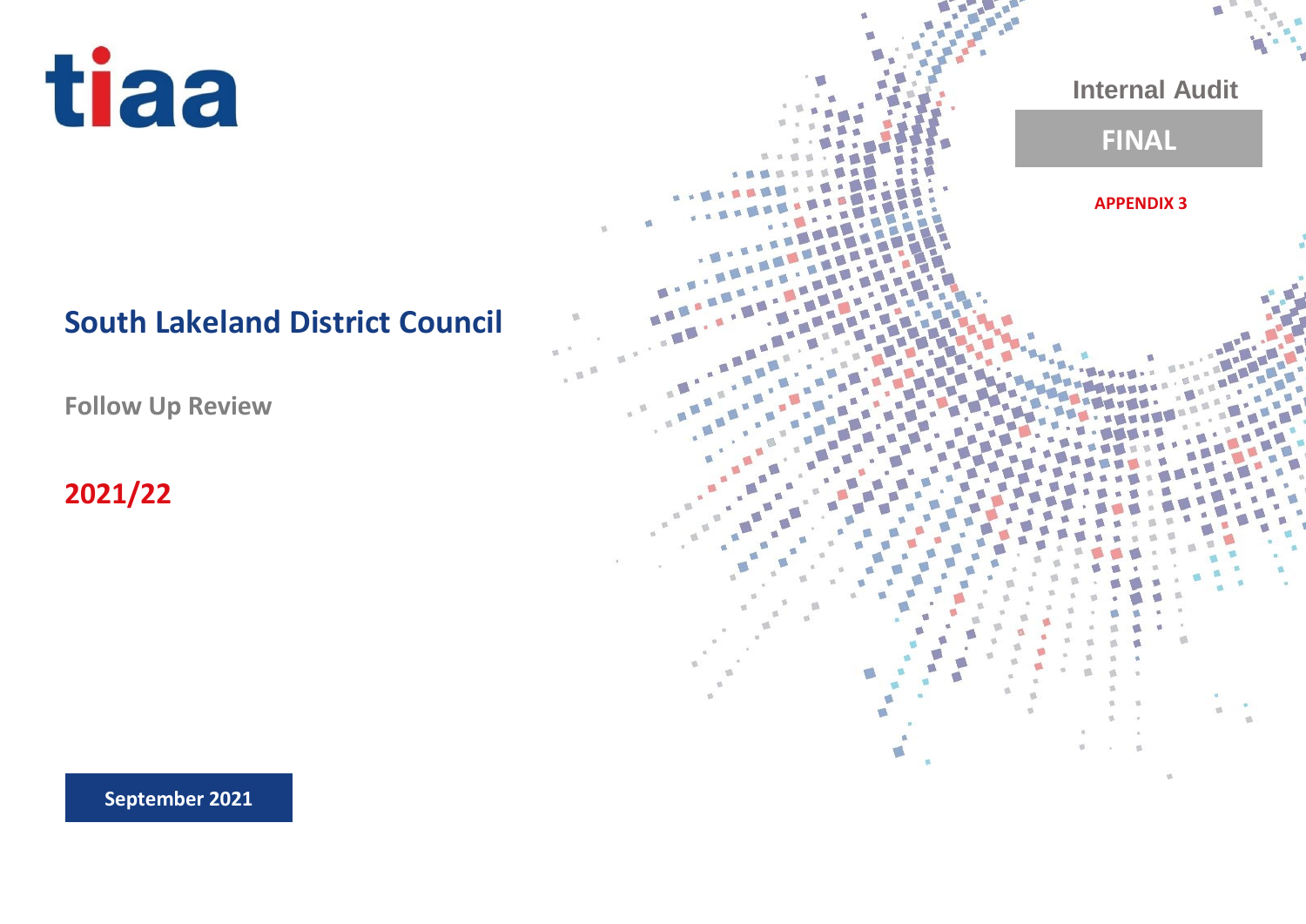tiaa

Internal Audit

**FINAL**

**APPENDIX 3**

# South Lakeland District Council

## Follow Up Review

## 2021/22

**September 2021**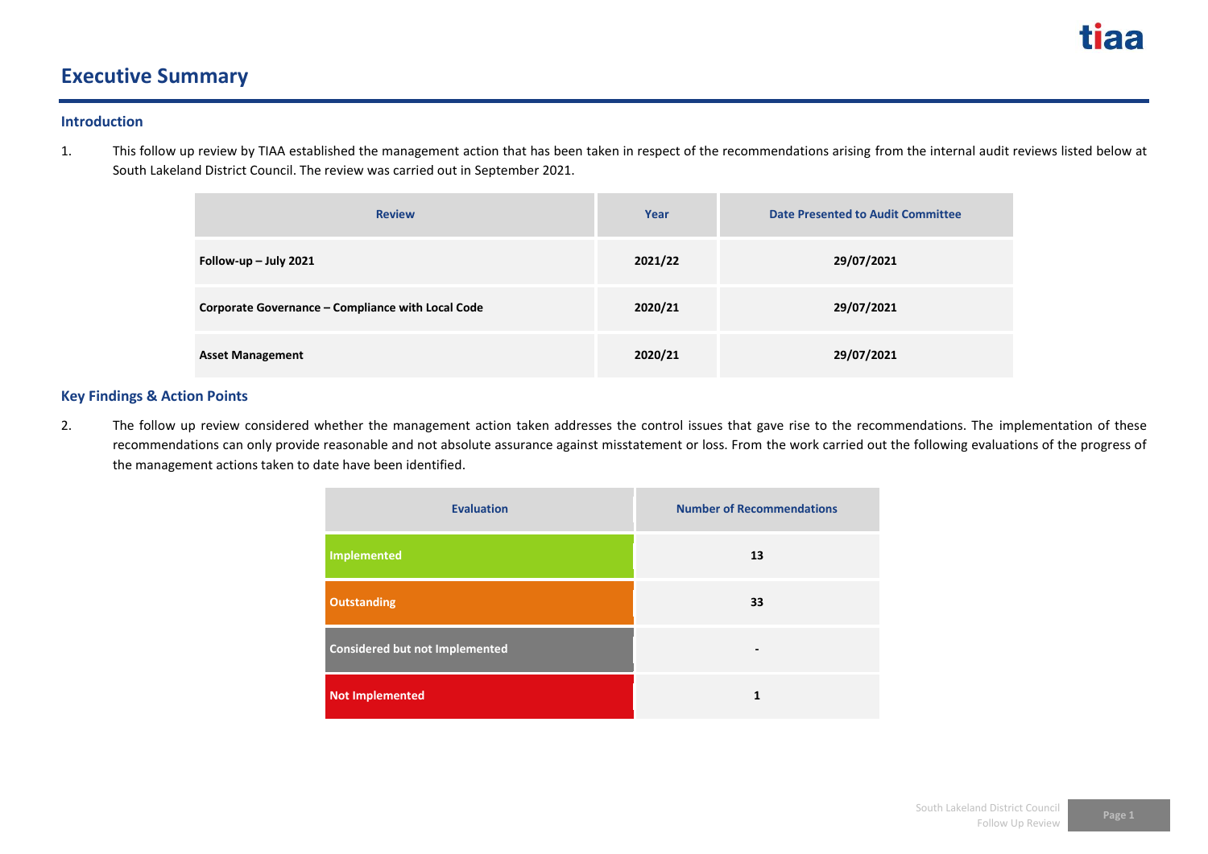# Executive Summary

## Introduction

1. This follow up review by TIAA established the management action that has been taken in respect of the recommendations arising from the internal audit reviews listed below at South Lakeland District Council. The review was carried out in September 2021.

| Review | Year | Date Presented to Audit Committee |
|---|---|---|
| **Follow-up – July 2021** | **2021/22** | **29/07/2021** |
| **Corporate Governance – Compliance with Local Code** | **2020/21** | **29/07/2021** |
| **Asset Management** | **2020/21** | **29/07/2021** |

## Key Findings & Action Points

2. The follow up review considered whether the management action taken addresses the control issues that gave rise to the recommendations. The implementation of these recommendations can only provide reasonable and not absolute assurance against misstatement or loss. From the work carried out the following evaluations of the progress of the management actions taken to date have been identified.

| Evaluation | Number of Recommendations |
|---|---|
| **Implemented** | **13** |
| **Outstanding** | **33** |
| **Considered but not Implemented** | **-** |
| **Not Implemented** | **1** |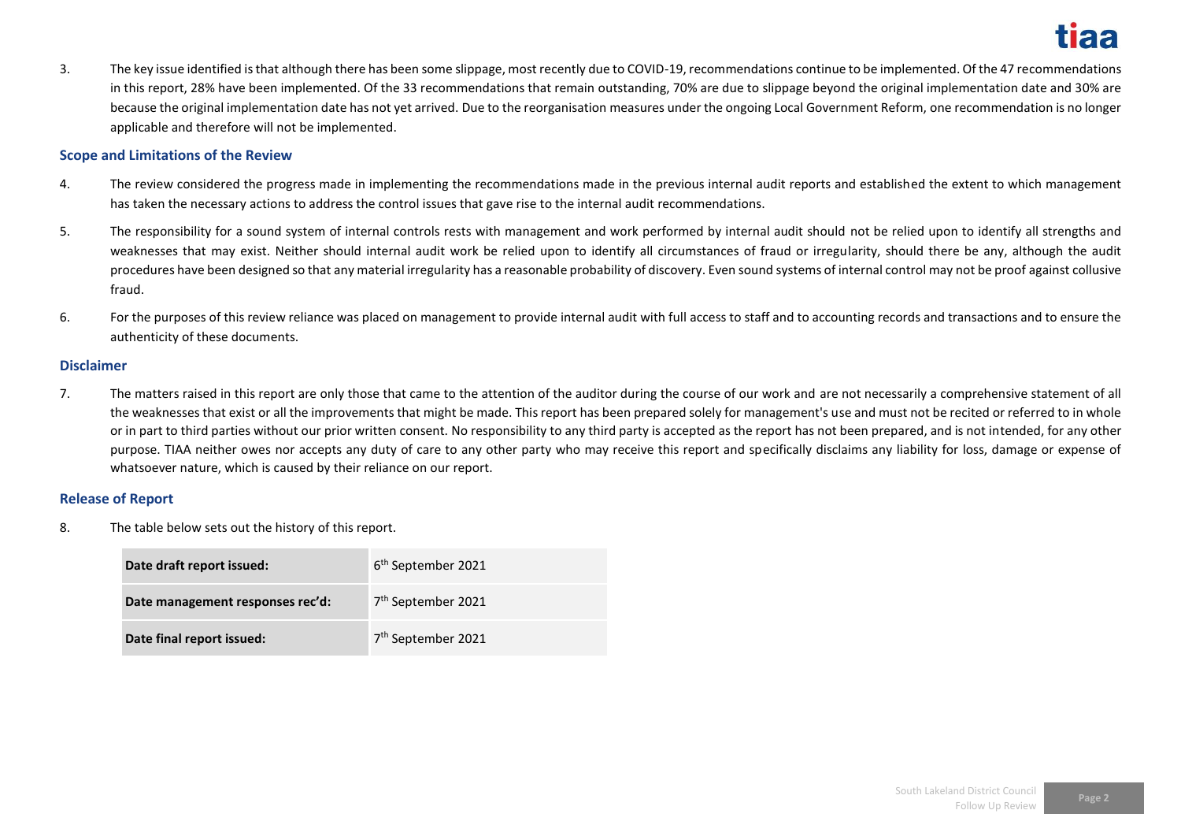3. The key issue identified is that although there has been some slippage, most recently due to COVID-19, recommendations continue to be implemented. Of the 47 recommendations in this report, 28% have been implemented. Of the 33 recommendations that remain outstanding, 70% are due to slippage beyond the original implementation date and 30% are because the original implementation date has not yet arrived. Due to the reorganisation measures under the ongoing Local Government Reform, one recommendation is no longer applicable and therefore will not be implemented.

## Scope and Limitations of the Review

4. The review considered the progress made in implementing the recommendations made in the previous internal audit reports and established the extent to which management has taken the necessary actions to address the control issues that gave rise to the internal audit recommendations.

5. The responsibility for a sound system of internal controls rests with management and work performed by internal audit should not be relied upon to identify all strengths and weaknesses that may exist. Neither should internal audit work be relied upon to identify all circumstances of fraud or irregularity, should there be any, although the audit procedures have been designed so that any material irregularity has a reasonable probability of discovery. Even sound systems of internal control may not be proof against collusive fraud.

6. For the purposes of this review reliance was placed on management to provide internal audit with full access to staff and to accounting records and transactions and to ensure the authenticity of these documents.

## Disclaimer

7. The matters raised in this report are only those that came to the attention of the auditor during the course of our work and are not necessarily a comprehensive statement of all the weaknesses that exist or all the improvements that might be made. This report has been prepared solely for management's use and must not be recited or referred to in whole or in part to third parties without our prior written consent. No responsibility to any third party is accepted as the report has not been prepared, and is not intended, for any other purpose. TIAA neither owes nor accepts any duty of care to any other party who may receive this report and specifically disclaims any liability for loss, damage or expense of whatsoever nature, which is caused by their reliance on our report.

## Release of Report

8. The table below sets out the history of this report.

| | |
|---|---|
| **Date draft report issued:** | 6th September 2021 |
| **Date management responses rec'd:** | 7th September 2021 |
| **Date final report issued:** | 7th September 2021 |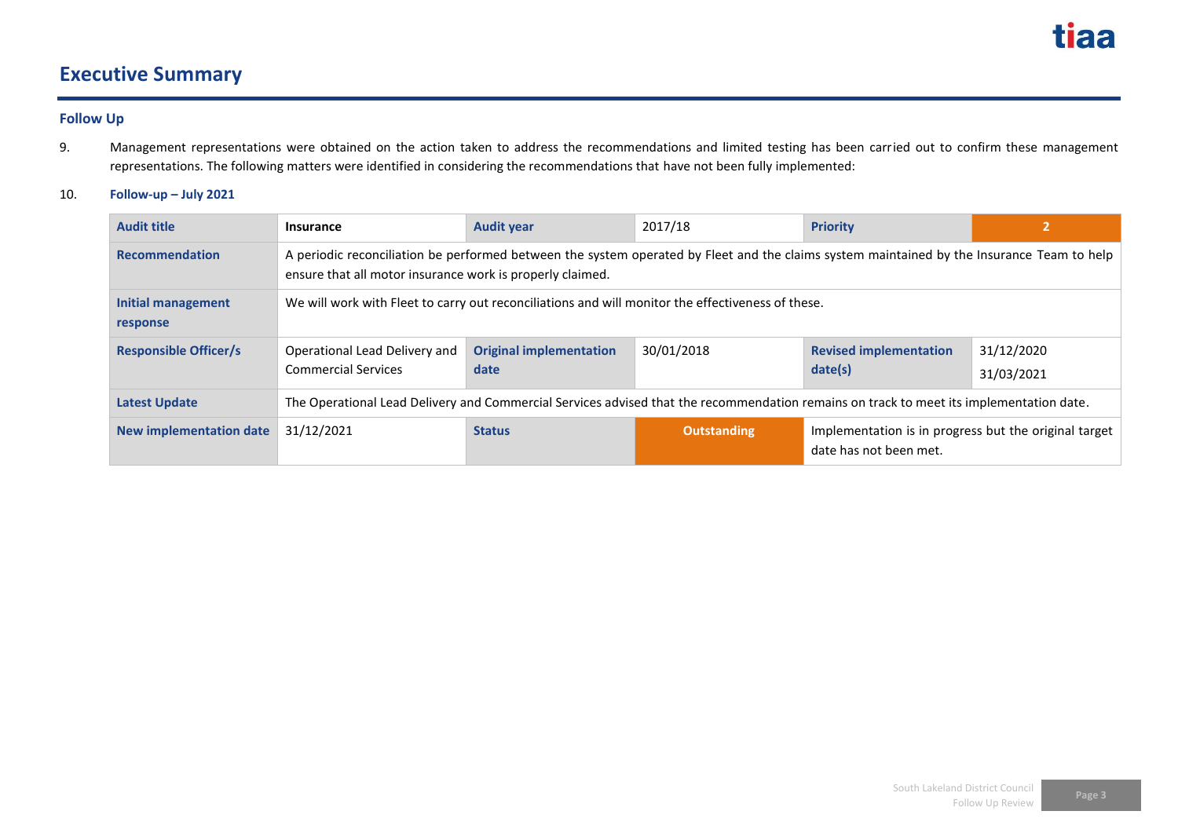## Executive Summary

### Follow Up

9. Management representations were obtained on the action taken to address the recommendations and limited testing has been carried out to confirm these management representations. The following matters were identified in considering the recommendations that have not been fully implemented:

10. **Follow-up – July 2021**

| Audit title | Insurance | Audit year | 2017/18 | Priority | 2 |
|---|---|---|---|---|---|
| Recommendation | A periodic reconciliation be performed between the system operated by Fleet and the claims system maintained by the Insurance Team to help ensure that all motor insurance work is properly claimed. | | | | |
| Initial management response | We will work with Fleet to carry out reconciliations and will monitor the effectiveness of these. | | | | |
| Responsible Officer/s | Operational Lead Delivery and Commercial Services | Original implementation date | 30/01/2018 | Revised implementation date(s) | 31/12/2020<br>31/03/2021 |
| Latest Update | The Operational Lead Delivery and Commercial Services advised that the recommendation remains on track to meet its implementation date. | | | | |
| New implementation date | 31/12/2021 | Status | Outstanding | Implementation is in progress but the original target date has not been met. | |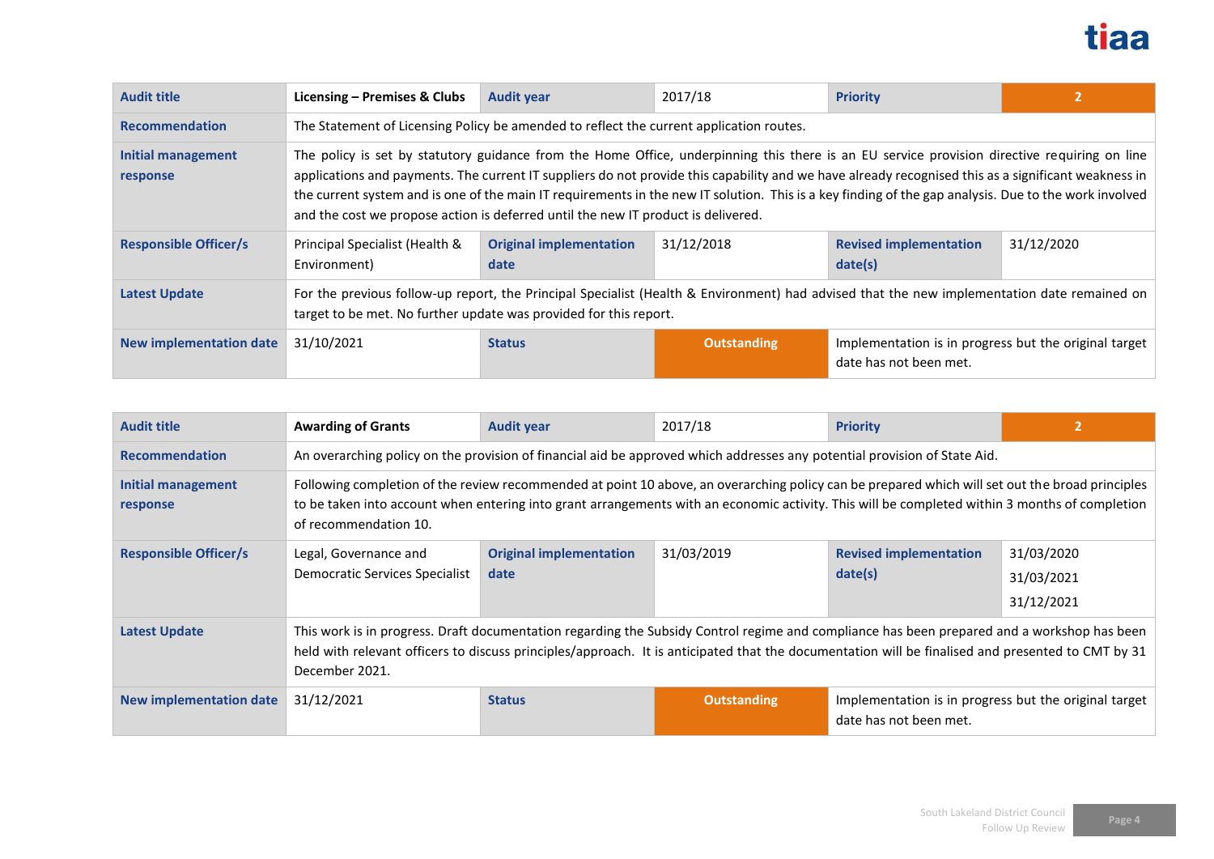| Audit title | Licensing – Premises & Clubs | Audit year | 2017/18 | Priority | 2 |
|---|---|---|---|---|---|
| Recommendation | The Statement of Licensing Policy be amended to reflect the current application routes. | | | | |
| Initial management response | The policy is set by statutory guidance from the Home Office, underpinning this there is an EU service provision directive requiring on line applications and payments. The current IT suppliers do not provide this capability and we have already recognised this as a significant weakness in the current system and is one of the main IT requirements in the new IT solution. This is a key finding of the gap analysis. Due to the work involved and the cost we propose action is deferred until the new IT product is delivered. | | | | |
| Responsible Officer/s | Principal Specialist (Health & Environment) | Original implementation date | 31/12/2018 | Revised implementation date(s) | 31/12/2020 |
| Latest Update | For the previous follow-up report, the Principal Specialist (Health & Environment) had advised that the new implementation date remained on target to be met. No further update was provided for this report. | | | | |
| New implementation date | 31/10/2021 | Status | Outstanding | Implementation is in progress but the original target date has not been met. | |

| Audit title | Awarding of Grants | Audit year | 2017/18 | Priority | 2 |
|---|---|---|---|---|---|
| Recommendation | An overarching policy on the provision of financial aid be approved which addresses any potential provision of State Aid. | | | | |
| Initial management response | Following completion of the review recommended at point 10 above, an overarching policy can be prepared which will set out the broad principles to be taken into account when entering into grant arrangements with an economic activity. This will be completed within 3 months of completion of recommendation 10. | | | | |
| Responsible Officer/s | Legal, Governance and Democratic Services Specialist | Original implementation date | 31/03/2019 | Revised implementation date(s) | 31/03/2020<br>31/03/2021<br>31/12/2021 |
| Latest Update | This work is in progress. Draft documentation regarding the Subsidy Control regime and compliance has been prepared and a workshop has been held with relevant officers to discuss principles/approach. It is anticipated that the documentation will be finalised and presented to CMT by 31 December 2021. | | | | |
| New implementation date | 31/12/2021 | Status | Outstanding | Implementation is in progress but the original target date has not been met. | |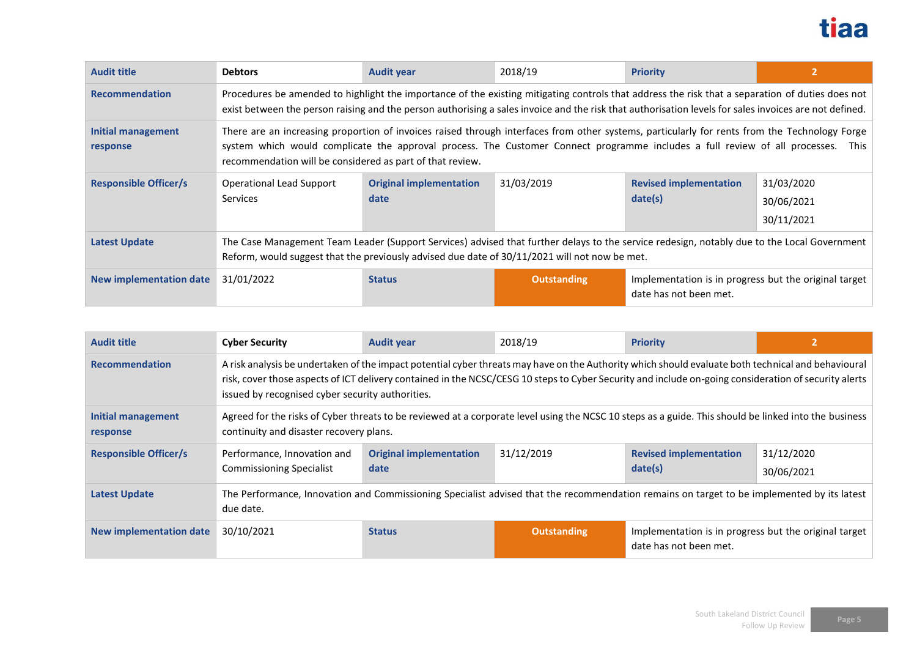| Audit title | Debtors | Audit year | 2018/19 | Priority | 2 |
|---|---|---|---|---|---|
| Recommendation | Procedures be amended to highlight the importance of the existing mitigating controls that address the risk that a separation of duties does not exist between the person raising and the person authorising a sales invoice and the risk that authorisation levels for sales invoices are not defined. | | | | |
| Initial management response | There are an increasing proportion of invoices raised through interfaces from other systems, particularly for rents from the Technology Forge system which would complicate the approval process. The Customer Connect programme includes a full review of all processes. This recommendation will be considered as part of that review. | | | | |
| Responsible Officer/s | Operational Lead Support Services | Original implementation date | 31/03/2019 | Revised implementation date(s) | 31/03/2020<br>30/06/2021<br>30/11/2021 |
| Latest Update | The Case Management Team Leader (Support Services) advised that further delays to the service redesign, notably due to the Local Government Reform, would suggest that the previously advised due date of 30/11/2021 will not now be met. | | | | |
| New implementation date | 31/01/2022 | Status | Outstanding | Implementation is in progress but the original target date has not been met. | |

| Audit title | Cyber Security | Audit year | 2018/19 | Priority | 2 |
|---|---|---|---|---|---|
| Recommendation | A risk analysis be undertaken of the impact potential cyber threats may have on the Authority which should evaluate both technical and behavioural risk, cover those aspects of ICT delivery contained in the NCSC/CESG 10 steps to Cyber Security and include on-going consideration of security alerts issued by recognised cyber security authorities. | | | | |
| Initial management response | Agreed for the risks of Cyber threats to be reviewed at a corporate level using the NCSC 10 steps as a guide. This should be linked into the business continuity and disaster recovery plans. | | | | |
| Responsible Officer/s | Performance, Innovation and Commissioning Specialist | Original implementation date | 31/12/2019 | Revised implementation date(s) | 31/12/2020<br>30/06/2021 |
| Latest Update | The Performance, Innovation and Commissioning Specialist advised that the recommendation remains on target to be implemented by its latest due date. | | | | |
| New implementation date | 30/10/2021 | Status | Outstanding | Implementation is in progress but the original target date has not been met. | |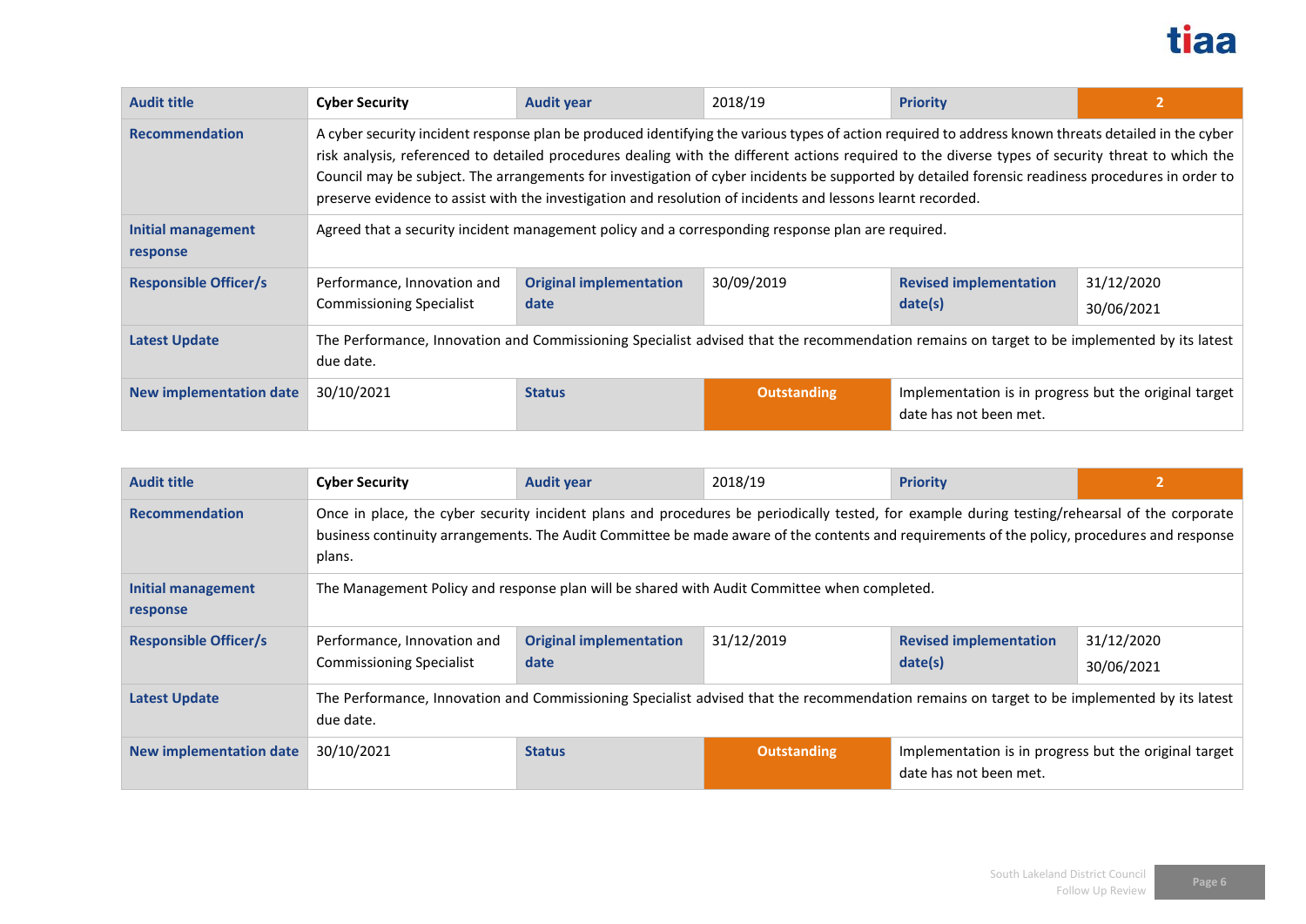| Audit title | Cyber Security | Audit year | 2018/19 | Priority | 2 |
|---|---|---|---|---|---|
| Recommendation | A cyber security incident response plan be produced identifying the various types of action required to address known threats detailed in the cyber risk analysis, referenced to detailed procedures dealing with the different actions required to the diverse types of security threat to which the Council may be subject. The arrangements for investigation of cyber incidents be supported by detailed forensic readiness procedures in order to preserve evidence to assist with the investigation and resolution of incidents and lessons learnt recorded. | | | | |
| Initial management response | Agreed that a security incident management policy and a corresponding response plan are required. | | | | |
| Responsible Officer/s | Performance, Innovation and Commissioning Specialist | Original implementation date | 30/09/2019 | Revised implementation date(s) | 31/12/2020<br>30/06/2021 |
| Latest Update | The Performance, Innovation and Commissioning Specialist advised that the recommendation remains on target to be implemented by its latest due date. | | | | |
| New implementation date | 30/10/2021 | Status | Outstanding | Implementation is in progress but the original target date has not been met. | |

| Audit title | Cyber Security | Audit year | 2018/19 | Priority | 2 |
|---|---|---|---|---|---|
| Recommendation | Once in place, the cyber security incident plans and procedures be periodically tested, for example during testing/rehearsal of the corporate business continuity arrangements. The Audit Committee be made aware of the contents and requirements of the policy, procedures and response plans. | | | | |
| Initial management response | The Management Policy and response plan will be shared with Audit Committee when completed. | | | | |
| Responsible Officer/s | Performance, Innovation and Commissioning Specialist | Original implementation date | 31/12/2019 | Revised implementation date(s) | 31/12/2020<br>30/06/2021 |
| Latest Update | The Performance, Innovation and Commissioning Specialist advised that the recommendation remains on target to be implemented by its latest due date. | | | | |
| New implementation date | 30/10/2021 | Status | Outstanding | Implementation is in progress but the original target date has not been met. | |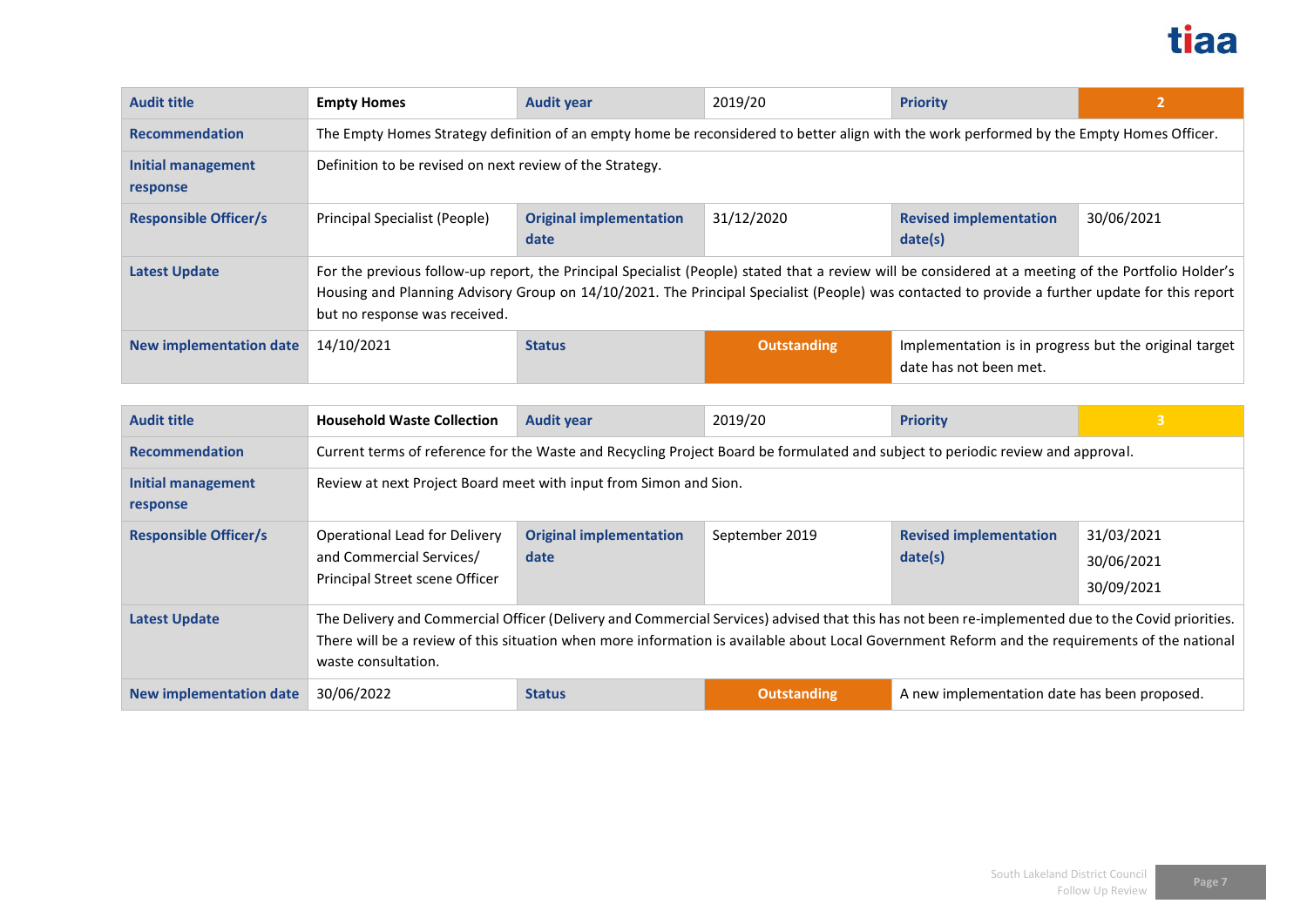| Audit title | Empty Homes | Audit year | 2019/20 | Priority | 2 |
|---|---|---|---|---|---|
| Recommendation | The Empty Homes Strategy definition of an empty home be reconsidered to better align with the work performed by the Empty Homes Officer. | | | | |
| Initial management response | Definition to be revised on next review of the Strategy. | | | | |
| Responsible Officer/s | Principal Specialist (People) | Original implementation date | 31/12/2020 | Revised implementation date(s) | 30/06/2021 |
| Latest Update | For the previous follow-up report, the Principal Specialist (People) stated that a review will be considered at a meeting of the Portfolio Holder's Housing and Planning Advisory Group on 14/10/2021. The Principal Specialist (People) was contacted to provide a further update for this report but no response was received. | | | | |
| New implementation date | 14/10/2021 | Status | Outstanding | Implementation is in progress but the original target date has not been met. | |

| Audit title | Household Waste Collection | Audit year | 2019/20 | Priority | 3 |
|---|---|---|---|---|---|
| Recommendation | Current terms of reference for the Waste and Recycling Project Board be formulated and subject to periodic review and approval. | | | | |
| Initial management response | Review at next Project Board meet with input from Simon and Sion. | | | | |
| Responsible Officer/s | Operational Lead for Delivery and Commercial Services/ Principal Street scene Officer | Original implementation date | September 2019 | Revised implementation date(s) | 31/03/2021<br>30/06/2021<br>30/09/2021 |
| Latest Update | The Delivery and Commercial Officer (Delivery and Commercial Services) advised that this has not been re-implemented due to the Covid priorities. There will be a review of this situation when more information is available about Local Government Reform and the requirements of the national waste consultation. | | | | |
| New implementation date | 30/06/2022 | Status | Outstanding | A new implementation date has been proposed. | |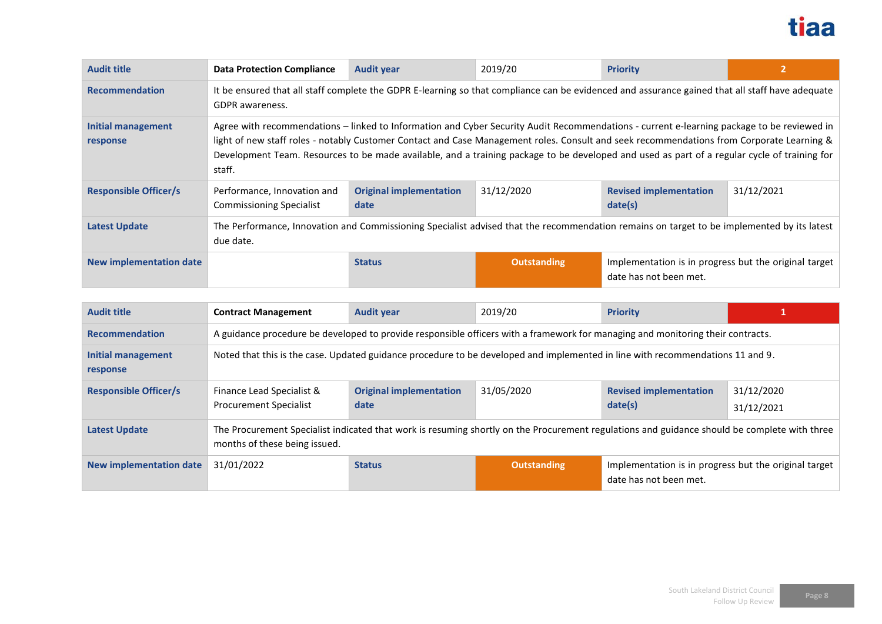| Audit title | Data Protection Compliance | Audit year | 2019/20 | Priority | 2 |
|---|---|---|---|---|---|
| Recommendation | It be ensured that all staff complete the GDPR E-learning so that compliance can be evidenced and assurance gained that all staff have adequate GDPR awareness. | | | | |
| Initial management response | Agree with recommendations – linked to Information and Cyber Security Audit Recommendations - current e-learning package to be reviewed in light of new staff roles - notably Customer Contact and Case Management roles. Consult and seek recommendations from Corporate Learning & Development Team. Resources to be made available, and a training package to be developed and used as part of a regular cycle of training for staff. | | | | |
| Responsible Officer/s | Performance, Innovation and Commissioning Specialist | Original implementation date | 31/12/2020 | Revised implementation date(s) | 31/12/2021 |
| Latest Update | The Performance, Innovation and Commissioning Specialist advised that the recommendation remains on target to be implemented by its latest due date. | | | | |
| New implementation date | | Status | Outstanding | Implementation is in progress but the original target date has not been met. | |

| Audit title | Contract Management | Audit year | 2019/20 | Priority | 1 |
|---|---|---|---|---|---|
| Recommendation | A guidance procedure be developed to provide responsible officers with a framework for managing and monitoring their contracts. | | | | |
| Initial management response | Noted that this is the case. Updated guidance procedure to be developed and implemented in line with recommendations 11 and 9. | | | | |
| Responsible Officer/s | Finance Lead Specialist & Procurement Specialist | Original implementation date | 31/05/2020 | Revised implementation date(s) | 31/12/2020<br>31/12/2021 |
| Latest Update | The Procurement Specialist indicated that work is resuming shortly on the Procurement regulations and guidance should be complete with three months of these being issued. | | | | |
| New implementation date | 31/01/2022 | Status | Outstanding | Implementation is in progress but the original target date has not been met. | |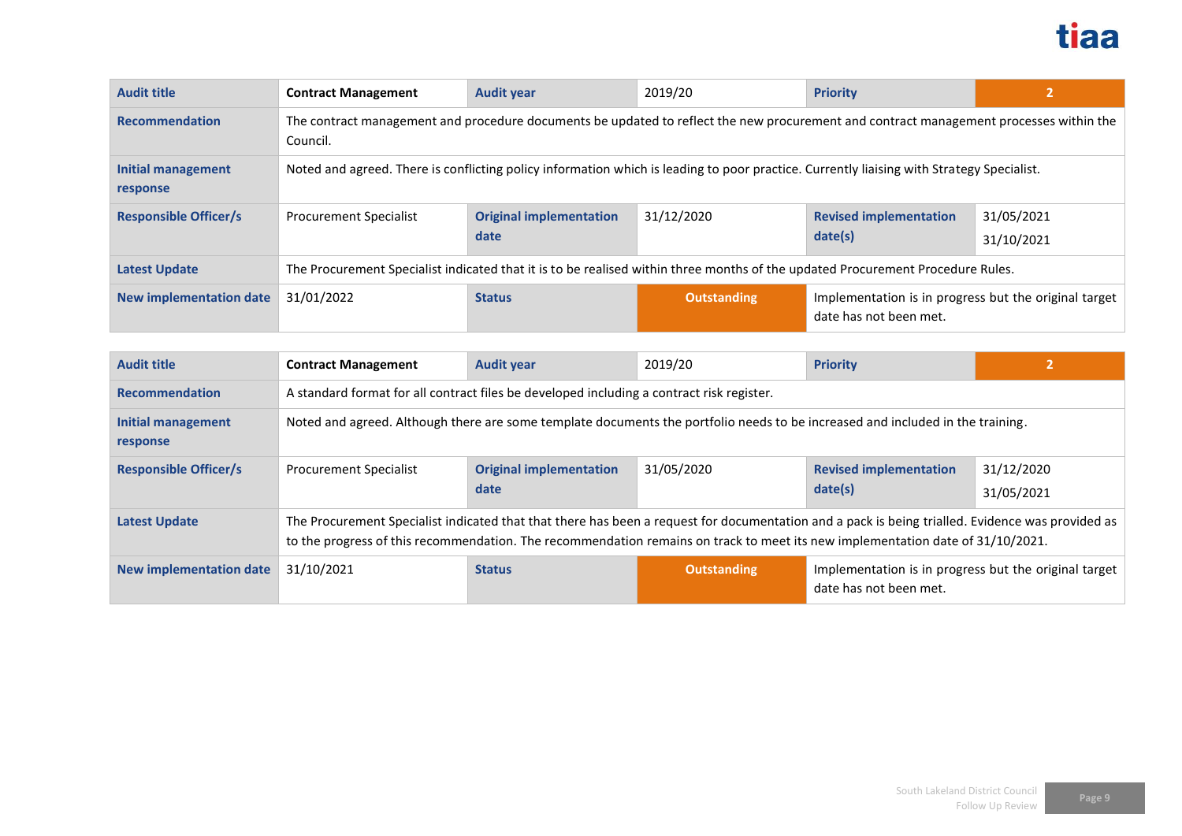| Audit title | Contract Management | Audit year | 2019/20 | Priority | 2 |
|---|---|---|---|---|---|
| Recommendation | The contract management and procedure documents be updated to reflect the new procurement and contract management processes within the Council. | | | | |
| Initial management response | Noted and agreed. There is conflicting policy information which is leading to poor practice. Currently liaising with Strategy Specialist. | | | | |
| Responsible Officer/s | Procurement Specialist | Original implementation date | 31/12/2020 | Revised implementation date(s) | 31/05/2021<br>31/10/2021 |
| Latest Update | The Procurement Specialist indicated that it is to be realised within three months of the updated Procurement Procedure Rules. | | | | |
| New implementation date | 31/01/2022 | Status | Outstanding | Implementation is in progress but the original target date has not been met. | |

| Audit title | Contract Management | Audit year | 2019/20 | Priority | 2 |
|---|---|---|---|---|---|
| Recommendation | A standard format for all contract files be developed including a contract risk register. | | | | |
| Initial management response | Noted and agreed. Although there are some template documents the portfolio needs to be increased and included in the training. | | | | |
| Responsible Officer/s | Procurement Specialist | Original implementation date | 31/05/2020 | Revised implementation date(s) | 31/12/2020<br>31/05/2021 |
| Latest Update | The Procurement Specialist indicated that that there has been a request for documentation and a pack is being trialled. Evidence was provided as to the progress of this recommendation. The recommendation remains on track to meet its new implementation date of 31/10/2021. | | | | |
| New implementation date | 31/10/2021 | Status | Outstanding | Implementation is in progress but the original target date has not been met. | |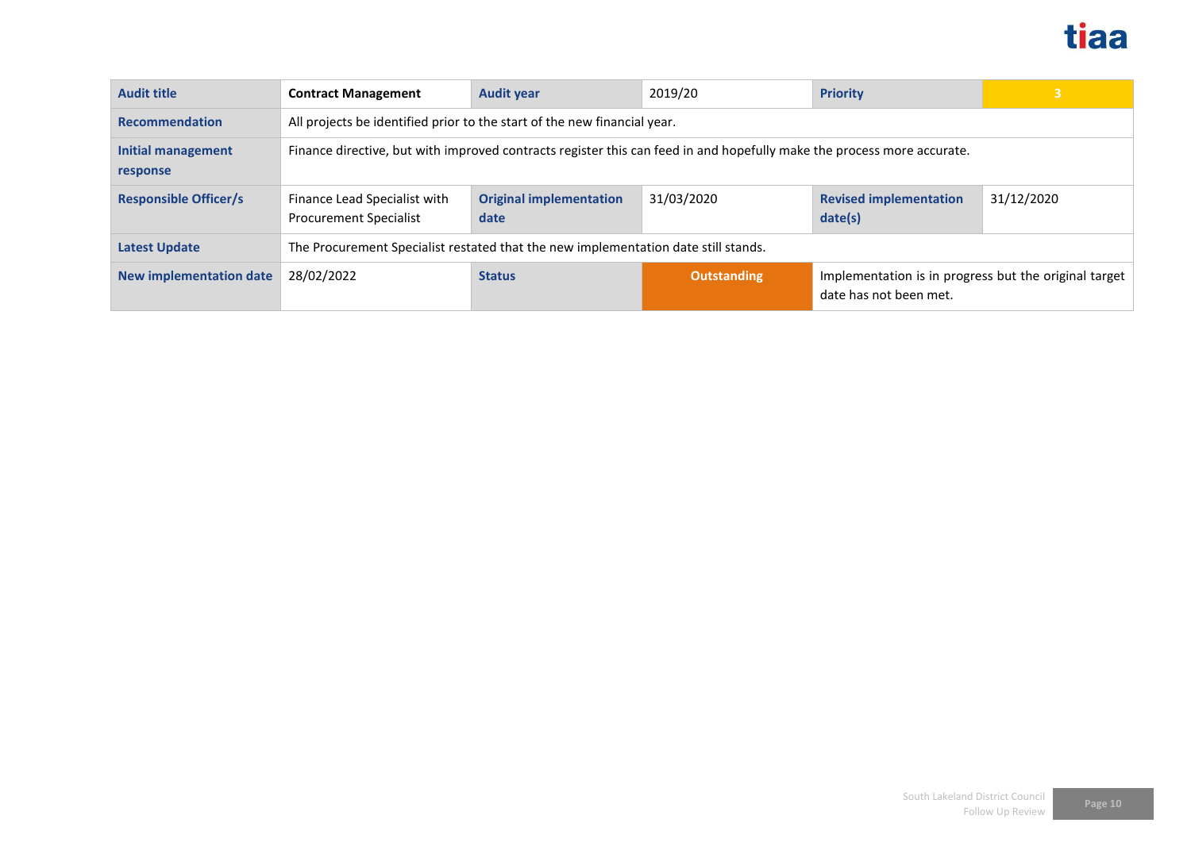| Audit title | Contract Management | Audit year | 2019/20 | Priority | 3 |
|---|---|---|---|---|---|
| Recommendation | All projects be identified prior to the start of the new financial year. | | | | |
| Initial management response | Finance directive, but with improved contracts register this can feed in and hopefully make the process more accurate. | | | | |
| Responsible Officer/s | Finance Lead Specialist with Procurement Specialist | Original implementation date | 31/03/2020 | Revised implementation date(s) | 31/12/2020 |
| Latest Update | The Procurement Specialist restated that the new implementation date still stands. | | | | |
| New implementation date | 28/02/2022 | Status | Outstanding | Implementation is in progress but the original target date has not been met. | |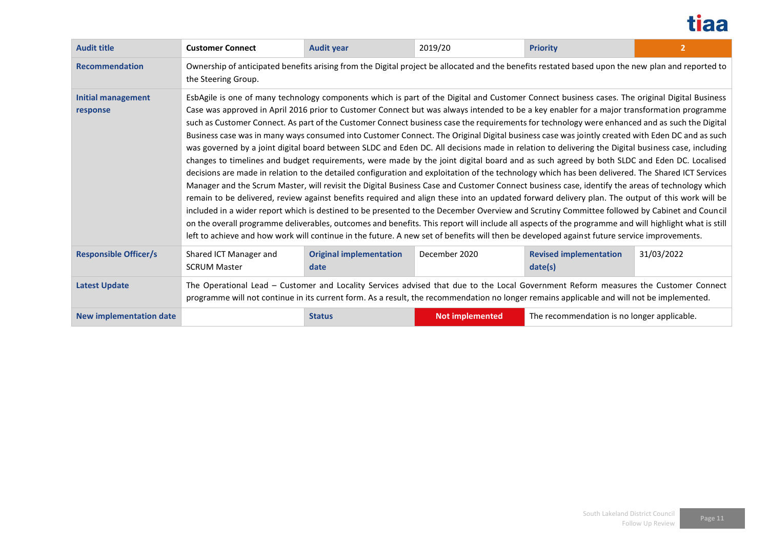| Audit title | Customer Connect | Audit year | 2019/20 | Priority | 2 |
|---|---|---|---|---|---|
| Recommendation | Ownership of anticipated benefits arising from the Digital project be allocated and the benefits restated based upon the new plan and reported to the Steering Group. | | | | |
| Initial management response | EsbAgile is one of many technology components which is part of the Digital and Customer Connect business cases. The original Digital Business Case was approved in April 2016 prior to Customer Connect but was always intended to be a key enabler for a major transformation programme such as Customer Connect. As part of the Customer Connect business case the requirements for technology were enhanced and as such the Digital Business case was in many ways consumed into Customer Connect. The Original Digital business case was jointly created with Eden DC and as such was governed by a joint digital board between SLDC and Eden DC. All decisions made in relation to delivering the Digital business case, including changes to timelines and budget requirements, were made by the joint digital board and as such agreed by both SLDC and Eden DC. Localised decisions are made in relation to the detailed configuration and exploitation of the technology which has been delivered. The Shared ICT Services Manager and the Scrum Master, will revisit the Digital Business Case and Customer Connect business case, identify the areas of technology which remain to be delivered, review against benefits required and align these into an updated forward delivery plan. The output of this work will be included in a wider report which is destined to be presented to the December Overview and Scrutiny Committee followed by Cabinet and Council on the overall programme deliverables, outcomes and benefits. This report will include all aspects of the programme and will highlight what is still left to achieve and how work will continue in the future. A new set of benefits will then be developed against future service improvements. | | | | |
| Responsible Officer/s | Shared ICT Manager and SCRUM Master | Original implementation date | December 2020 | Revised implementation date(s) | 31/03/2022 |
| Latest Update | The Operational Lead – Customer and Locality Services advised that due to the Local Government Reform measures the Customer Connect programme will not continue in its current form. As a result, the recommendation no longer remains applicable and will not be implemented. | | | | |
| New implementation date | | Status | Not implemented | The recommendation is no longer applicable. | |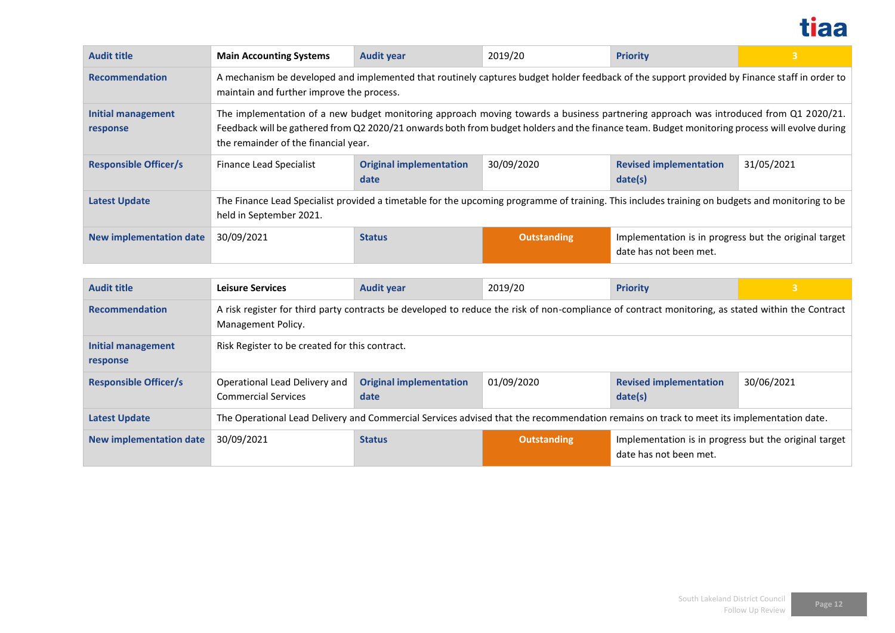| Audit title | Main Accounting Systems | Audit year | 2019/20 | Priority | 3 |
|---|---|---|---|---|---|
| Recommendation | A mechanism be developed and implemented that routinely captures budget holder feedback of the support provided by Finance staff in order to maintain and further improve the process. | | | | |
| Initial management response | The implementation of a new budget monitoring approach moving towards a business partnering approach was introduced from Q1 2020/21. Feedback will be gathered from Q2 2020/21 onwards both from budget holders and the finance team. Budget monitoring process will evolve during the remainder of the financial year. | | | | |
| Responsible Officer/s | Finance Lead Specialist | Original implementation date | 30/09/2020 | Revised implementation date(s) | 31/05/2021 |
| Latest Update | The Finance Lead Specialist provided a timetable for the upcoming programme of training. This includes training on budgets and monitoring to be held in September 2021. | | | | |
| New implementation date | 30/09/2021 | Status | Outstanding | Implementation is in progress but the original target date has not been met. | |

| Audit title | Leisure Services | Audit year | 2019/20 | Priority | 3 |
|---|---|---|---|---|---|
| Recommendation | A risk register for third party contracts be developed to reduce the risk of non-compliance of contract monitoring, as stated within the Contract Management Policy. | | | | |
| Initial management response | Risk Register to be created for this contract. | | | | |
| Responsible Officer/s | Operational Lead Delivery and Commercial Services | Original implementation date | 01/09/2020 | Revised implementation date(s) | 30/06/2021 |
| Latest Update | The Operational Lead Delivery and Commercial Services advised that the recommendation remains on track to meet its implementation date. | | | | |
| New implementation date | 30/09/2021 | Status | Outstanding | Implementation is in progress but the original target date has not been met. | |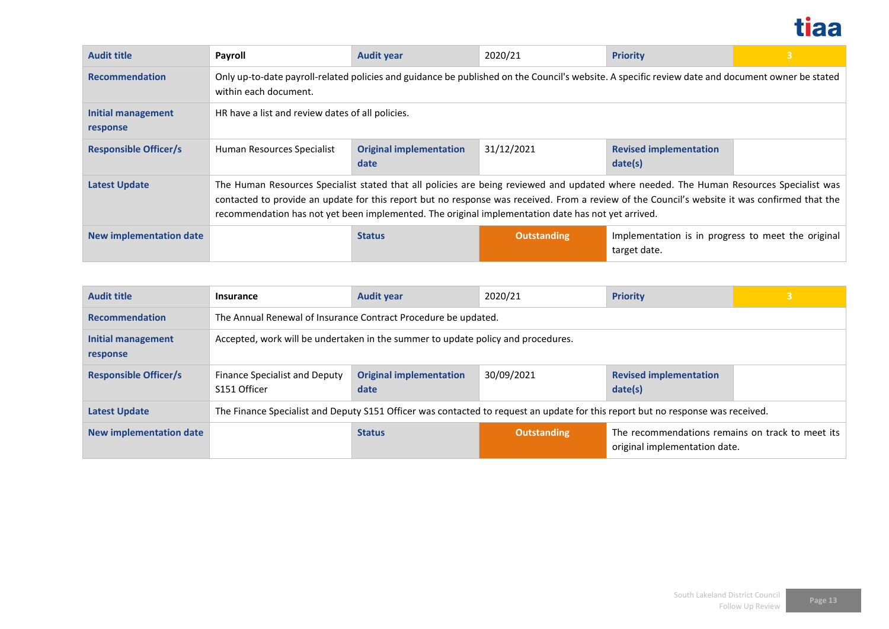| Audit title | Payroll | Audit year | 2020/21 | Priority | 3 |
|---|---|---|---|---|---|
| Recommendation | Only up-to-date payroll-related policies and guidance be published on the Council's website. A specific review date and document owner be stated within each document. | | | | |
| Initial management response | HR have a list and review dates of all policies. | | | | |
| Responsible Officer/s | Human Resources Specialist | Original implementation date | 31/12/2021 | Revised implementation date(s) | |
| Latest Update | The Human Resources Specialist stated that all policies are being reviewed and updated where needed. The Human Resources Specialist was contacted to provide an update for this report but no response was received. From a review of the Council's website it was confirmed that the recommendation has not yet been implemented. The original implementation date has not yet arrived. | | | | |
| New implementation date | | Status | Outstanding | Implementation is in progress to meet the original target date. | |

| Audit title | Insurance | Audit year | 2020/21 | Priority | 3 |
|---|---|---|---|---|---|
| Recommendation | The Annual Renewal of Insurance Contract Procedure be updated. | | | | |
| Initial management response | Accepted, work will be undertaken in the summer to update policy and procedures. | | | | |
| Responsible Officer/s | Finance Specialist and Deputy S151 Officer | Original implementation date | 30/09/2021 | Revised implementation date(s) | |
| Latest Update | The Finance Specialist and Deputy S151 Officer was contacted to request an update for this report but no response was received. | | | | |
| New implementation date | | Status | Outstanding | The recommendations remains on track to meet its original implementation date. | |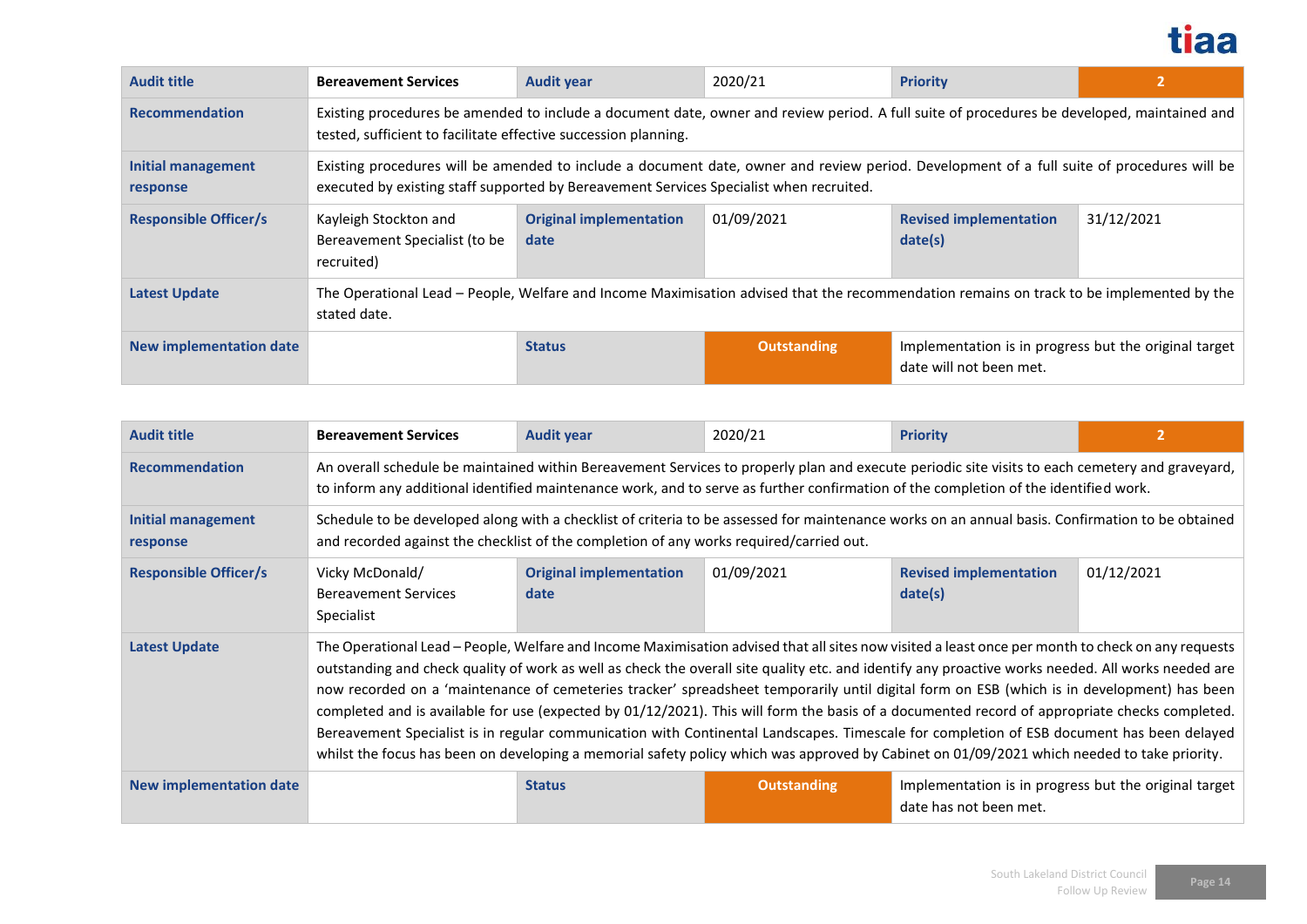| Audit title | Bereavement Services | Audit year | 2020/21 | Priority | 2 |
|---|---|---|---|---|---|
| Recommendation | Existing procedures be amended to include a document date, owner and review period. A full suite of procedures be developed, maintained and tested, sufficient to facilitate effective succession planning. | | | | |
| Initial management response | Existing procedures will be amended to include a document date, owner and review period. Development of a full suite of procedures will be executed by existing staff supported by Bereavement Services Specialist when recruited. | | | | |
| Responsible Officer/s | Kayleigh Stockton and Bereavement Specialist (to be recruited) | Original implementation date | 01/09/2021 | Revised implementation date(s) | 31/12/2021 |
| Latest Update | The Operational Lead – People, Welfare and Income Maximisation advised that the recommendation remains on track to be implemented by the stated date. | | | | |
| New implementation date | | Status | Outstanding | Implementation is in progress but the original target date will not been met. | |

| Audit title | Bereavement Services | Audit year | 2020/21 | Priority | 2 |
|---|---|---|---|---|---|
| Recommendation | An overall schedule be maintained within Bereavement Services to properly plan and execute periodic site visits to each cemetery and graveyard, to inform any additional identified maintenance work, and to serve as further confirmation of the completion of the identified work. | | | | |
| Initial management response | Schedule to be developed along with a checklist of criteria to be assessed for maintenance works on an annual basis. Confirmation to be obtained and recorded against the checklist of the completion of any works required/carried out. | | | | |
| Responsible Officer/s | Vicky McDonald/ Bereavement Services Specialist | Original implementation date | 01/09/2021 | Revised implementation date(s) | 01/12/2021 |
| Latest Update | The Operational Lead – People, Welfare and Income Maximisation advised that all sites now visited a least once per month to check on any requests outstanding and check quality of work as well as check the overall site quality etc. and identify any proactive works needed. All works needed are now recorded on a 'maintenance of cemeteries tracker' spreadsheet temporarily until digital form on ESB (which is in development) has been completed and is available for use (expected by 01/12/2021). This will form the basis of a documented record of appropriate checks completed. Bereavement Specialist is in regular communication with Continental Landscapes. Timescale for completion of ESB document has been delayed whilst the focus has been on developing a memorial safety policy which was approved by Cabinet on 01/09/2021 which needed to take priority. | | | | |
| New implementation date | | Status | Outstanding | Implementation is in progress but the original target date has not been met. | |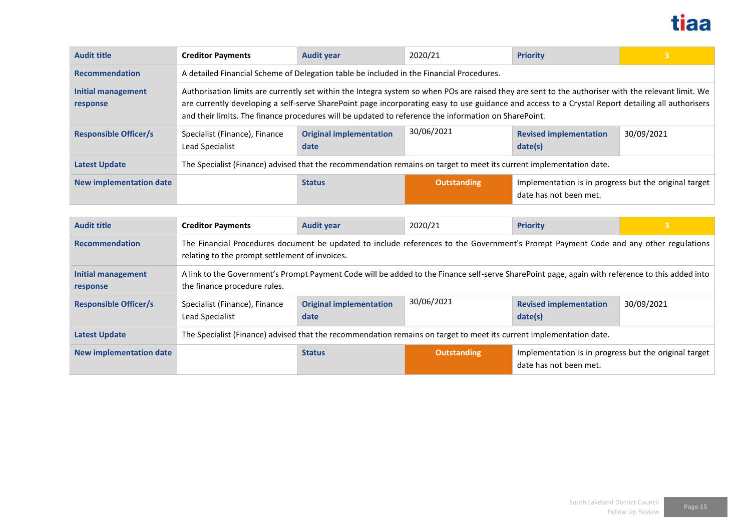| Audit title | **Creditor Payments** | Audit year | 2020/21 | Priority | 3 |
|---|---|---|---|---|---|
| Recommendation | A detailed Financial Scheme of Delegation table be included in the Financial Procedures. | | | | |
| Initial management response | Authorisation limits are currently set within the Integra system so when POs are raised they are sent to the authoriser with the relevant limit. We are currently developing a self-serve SharePoint page incorporating easy to use guidance and access to a Crystal Report detailing all authorisers and their limits. The finance procedures will be updated to reference the information on SharePoint. | | | | |
| Responsible Officer/s | Specialist (Finance), Finance Lead Specialist | Original implementation date | 30/06/2021 | Revised implementation date(s) | 30/09/2021 |
| Latest Update | The Specialist (Finance) advised that the recommendation remains on target to meet its current implementation date. | | | | |
| New implementation date | | Status | Outstanding | Implementation is in progress but the original target date has not been met. | |

| Audit title | **Creditor Payments** | Audit year | 2020/21 | Priority | 3 |
|---|---|---|---|---|---|
| Recommendation | The Financial Procedures document be updated to include references to the Government's Prompt Payment Code and any other regulations relating to the prompt settlement of invoices. | | | | |
| Initial management response | A link to the Government's Prompt Payment Code will be added to the Finance self-serve SharePoint page, again with reference to this added into the finance procedure rules. | | | | |
| Responsible Officer/s | Specialist (Finance), Finance Lead Specialist | Original implementation date | 30/06/2021 | Revised implementation date(s) | 30/09/2021 |
| Latest Update | The Specialist (Finance) advised that the recommendation remains on target to meet its current implementation date. | | | | |
| New implementation date | | Status | Outstanding | Implementation is in progress but the original target date has not been met. | |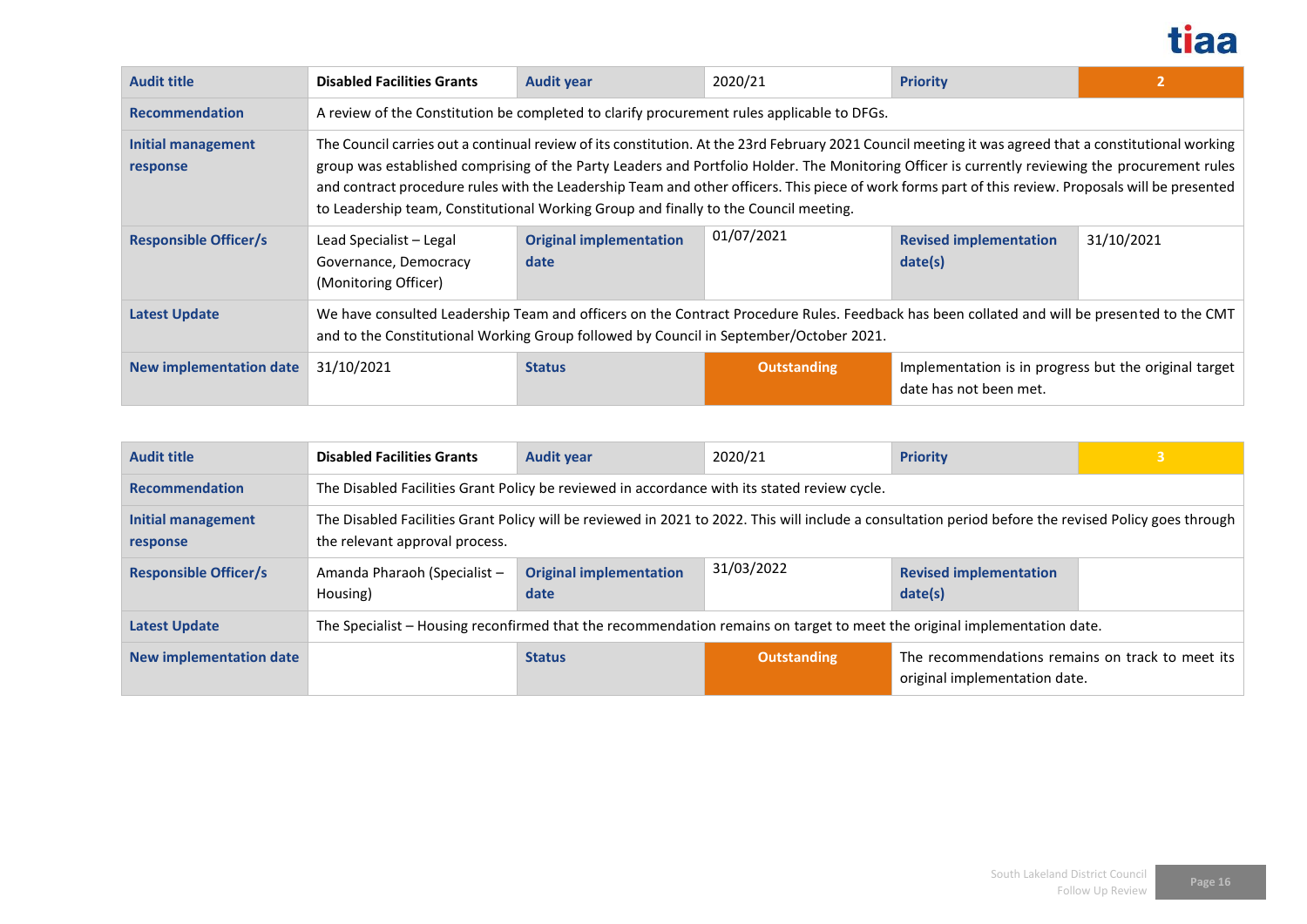| Audit title | Disabled Facilities Grants | Audit year | 2020/21 | Priority | 2 |
|---|---|---|---|---|---|
| Recommendation | A review of the Constitution be completed to clarify procurement rules applicable to DFGs. | | | | |
| Initial management response | The Council carries out a continual review of its constitution. At the 23rd February 2021 Council meeting it was agreed that a constitutional working group was established comprising of the Party Leaders and Portfolio Holder. The Monitoring Officer is currently reviewing the procurement rules and contract procedure rules with the Leadership Team and other officers. This piece of work forms part of this review. Proposals will be presented to Leadership team, Constitutional Working Group and finally to the Council meeting. | | | | |
| Responsible Officer/s | Lead Specialist – Legal Governance, Democracy (Monitoring Officer) | Original implementation date | 01/07/2021 | Revised implementation date(s) | 31/10/2021 |
| Latest Update | We have consulted Leadership Team and officers on the Contract Procedure Rules. Feedback has been collated and will be presented to the CMT and to the Constitutional Working Group followed by Council in September/October 2021. | | | | |
| New implementation date | 31/10/2021 | Status | Outstanding | Implementation is in progress but the original target date has not been met. | |

| Audit title | Disabled Facilities Grants | Audit year | 2020/21 | Priority | 3 |
|---|---|---|---|---|---|
| Recommendation | The Disabled Facilities Grant Policy be reviewed in accordance with its stated review cycle. | | | | |
| Initial management response | The Disabled Facilities Grant Policy will be reviewed in 2021 to 2022. This will include a consultation period before the revised Policy goes through the relevant approval process. | | | | |
| Responsible Officer/s | Amanda Pharaoh (Specialist – Housing) | Original implementation date | 31/03/2022 | Revised implementation date(s) | |
| Latest Update | The Specialist – Housing reconfirmed that the recommendation remains on target to meet the original implementation date. | | | | |
| New implementation date | | Status | Outstanding | The recommendations remains on track to meet its original implementation date. | |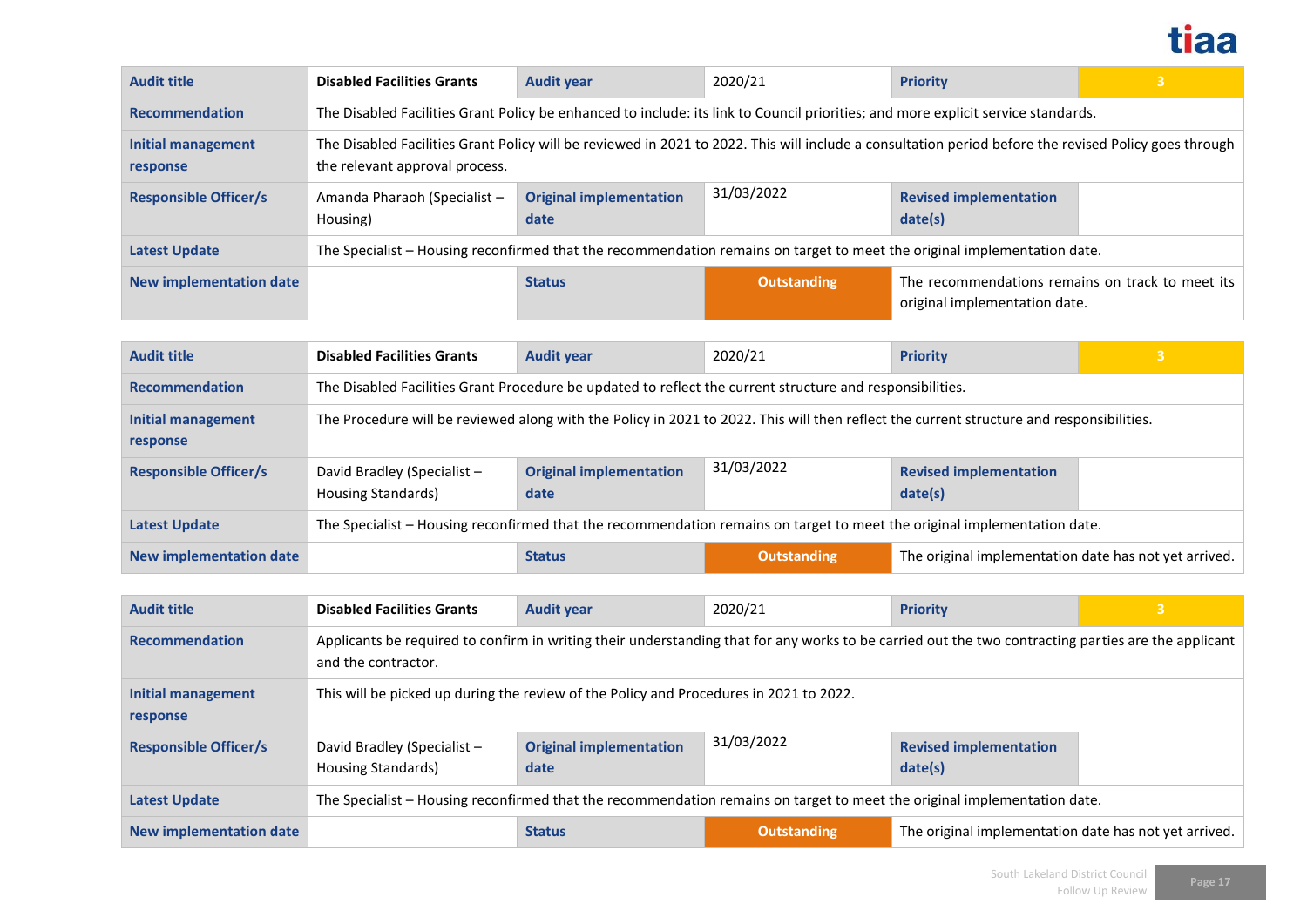| Audit title | Disabled Facilities Grants | Audit year | 2020/21 | Priority | 3 |
|---|---|---|---|---|---|
| Recommendation | The Disabled Facilities Grant Policy be enhanced to include: its link to Council priorities; and more explicit service standards. | | | | |
| Initial management response | The Disabled Facilities Grant Policy will be reviewed in 2021 to 2022. This will include a consultation period before the revised Policy goes through the relevant approval process. | | | | |
| Responsible Officer/s | Amanda Pharaoh (Specialist – Housing) | Original implementation date | 31/03/2022 | Revised implementation date(s) | |
| Latest Update | The Specialist – Housing reconfirmed that the recommendation remains on target to meet the original implementation date. | | | | |
| New implementation date | | Status | Outstanding | The recommendations remains on track to meet its original implementation date. | |

| Audit title | Disabled Facilities Grants | Audit year | 2020/21 | Priority | 3 |
|---|---|---|---|---|---|
| Recommendation | The Disabled Facilities Grant Procedure be updated to reflect the current structure and responsibilities. | | | | |
| Initial management response | The Procedure will be reviewed along with the Policy in 2021 to 2022. This will then reflect the current structure and responsibilities. | | | | |
| Responsible Officer/s | David Bradley (Specialist – Housing Standards) | Original implementation date | 31/03/2022 | Revised implementation date(s) | |
| Latest Update | The Specialist – Housing reconfirmed that the recommendation remains on target to meet the original implementation date. | | | | |
| New implementation date | | Status | Outstanding | The original implementation date has not yet arrived. | |

| Audit title | Disabled Facilities Grants | Audit year | 2020/21 | Priority | 3 |
|---|---|---|---|---|---|
| Recommendation | Applicants be required to confirm in writing their understanding that for any works to be carried out the two contracting parties are the applicant and the contractor. | | | | |
| Initial management response | This will be picked up during the review of the Policy and Procedures in 2021 to 2022. | | | | |
| Responsible Officer/s | David Bradley (Specialist – Housing Standards) | Original implementation date | 31/03/2022 | Revised implementation date(s) | |
| Latest Update | The Specialist – Housing reconfirmed that the recommendation remains on target to meet the original implementation date. | | | | |
| New implementation date | | Status | Outstanding | The original implementation date has not yet arrived. | |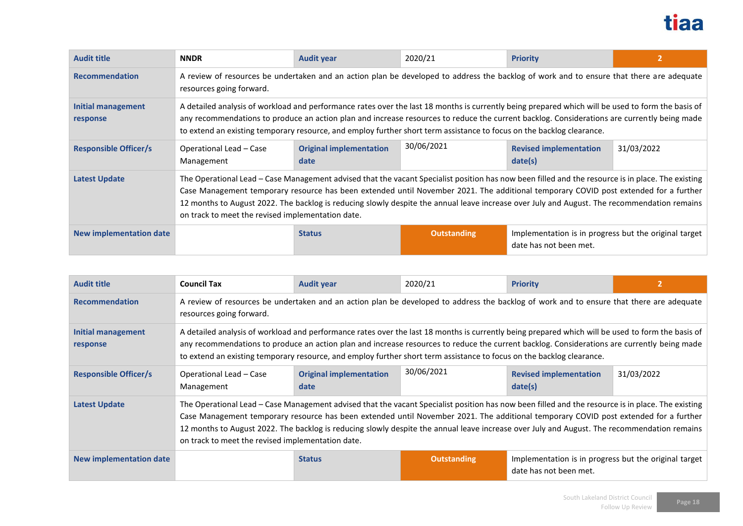| Audit title | NNDR | Audit year | 2020/21 | Priority | 2 |
|---|---|---|---|---|---|
| Recommendation | A review of resources be undertaken and an action plan be developed to address the backlog of work and to ensure that there are adequate resources going forward. | | | | |
| Initial management response | A detailed analysis of workload and performance rates over the last 18 months is currently being prepared which will be used to form the basis of any recommendations to produce an action plan and increase resources to reduce the current backlog. Considerations are currently being made to extend an existing temporary resource, and employ further short term assistance to focus on the backlog clearance. | | | | |
| Responsible Officer/s | Operational Lead – Case Management | Original implementation date | 30/06/2021 | Revised implementation date(s) | 31/03/2022 |
| Latest Update | The Operational Lead – Case Management advised that the vacant Specialist position has now been filled and the resource is in place. The existing Case Management temporary resource has been extended until November 2021. The additional temporary COVID post extended for a further 12 months to August 2022. The backlog is reducing slowly despite the annual leave increase over July and August. The recommendation remains on track to meet the revised implementation date. | | | | |
| New implementation date | | Status | Outstanding | Implementation is in progress but the original target date has not been met. | |

| Audit title | Council Tax | Audit year | 2020/21 | Priority | 2 |
|---|---|---|---|---|---|
| Recommendation | A review of resources be undertaken and an action plan be developed to address the backlog of work and to ensure that there are adequate resources going forward. | | | | |
| Initial management response | A detailed analysis of workload and performance rates over the last 18 months is currently being prepared which will be used to form the basis of any recommendations to produce an action plan and increase resources to reduce the current backlog. Considerations are currently being made to extend an existing temporary resource, and employ further short term assistance to focus on the backlog clearance. | | | | |
| Responsible Officer/s | Operational Lead – Case Management | Original implementation date | 30/06/2021 | Revised implementation date(s) | 31/03/2022 |
| Latest Update | The Operational Lead – Case Management advised that the vacant Specialist position has now been filled and the resource is in place. The existing Case Management temporary resource has been extended until November 2021. The additional temporary COVID post extended for a further 12 months to August 2022. The backlog is reducing slowly despite the annual leave increase over July and August. The recommendation remains on track to meet the revised implementation date. | | | | |
| New implementation date | | Status | Outstanding | Implementation is in progress but the original target date has not been met. | |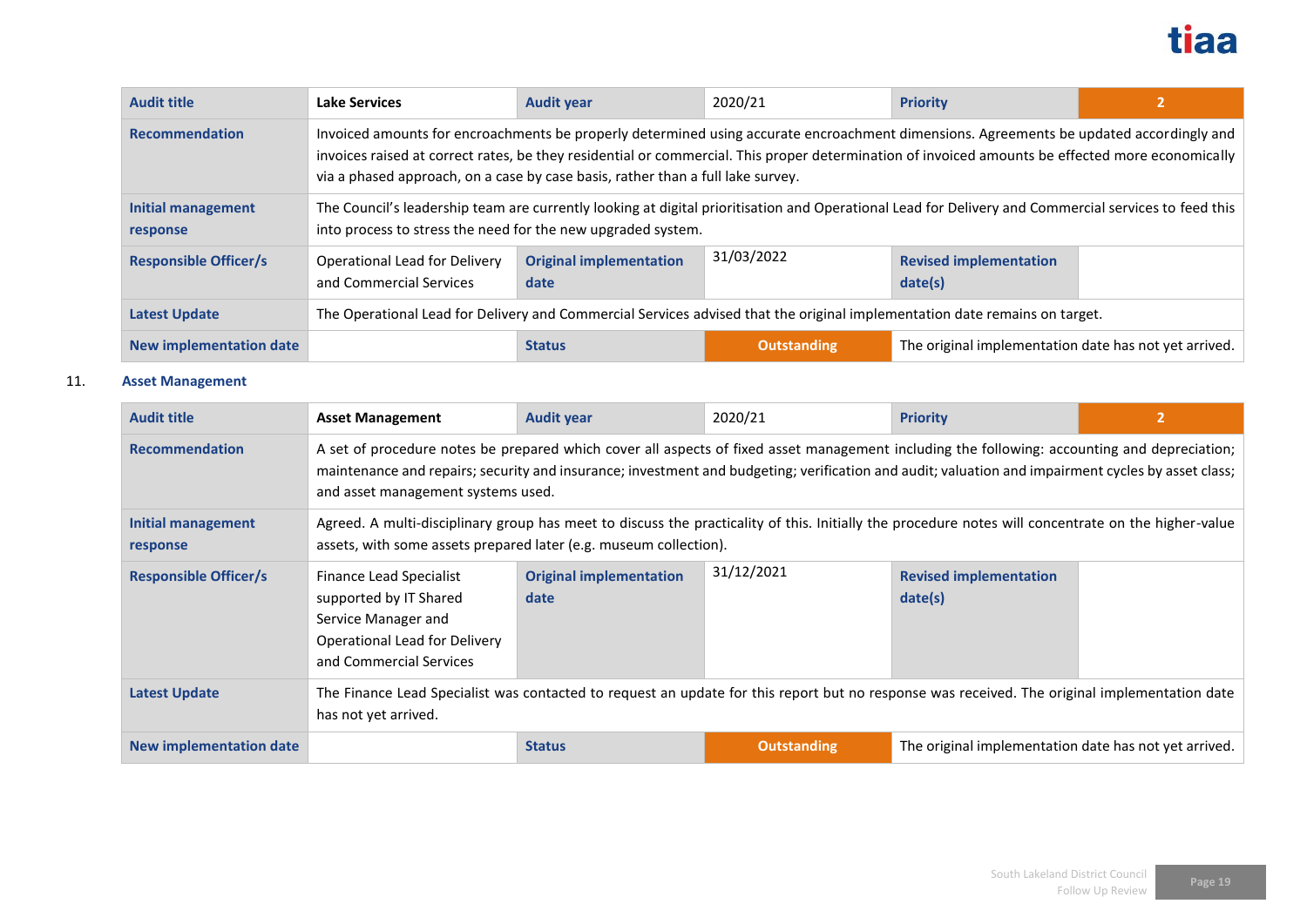| Audit title | Lake Services | Audit year | 2020/21 | Priority | 2 |
|---|---|---|---|---|---|
| Recommendation | Invoiced amounts for encroachments be properly determined using accurate encroachment dimensions. Agreements be updated accordingly and invoices raised at correct rates, be they residential or commercial. This proper determination of invoiced amounts be effected more economically via a phased approach, on a case by case basis, rather than a full lake survey. | | | | |
| Initial management response | The Council's leadership team are currently looking at digital prioritisation and Operational Lead for Delivery and Commercial services to feed this into process to stress the need for the new upgraded system. | | | | |
| Responsible Officer/s | Operational Lead for Delivery and Commercial Services | Original implementation date | 31/03/2022 | Revised implementation date(s) | |
| Latest Update | The Operational Lead for Delivery and Commercial Services advised that the original implementation date remains on target. | | | | |
| New implementation date | | Status | Outstanding | The original implementation date has not yet arrived. | |

11. **Asset Management**

| Audit title | Asset Management | Audit year | 2020/21 | Priority | 2 |
|---|---|---|---|---|---|
| Recommendation | A set of procedure notes be prepared which cover all aspects of fixed asset management including the following: accounting and depreciation; maintenance and repairs; security and insurance; investment and budgeting; verification and audit; valuation and impairment cycles by asset class; and asset management systems used. | | | | |
| Initial management response | Agreed. A multi-disciplinary group has meet to discuss the practicality of this. Initially the procedure notes will concentrate on the higher-value assets, with some assets prepared later (e.g. museum collection). | | | | |
| Responsible Officer/s | Finance Lead Specialist supported by IT Shared Service Manager and Operational Lead for Delivery and Commercial Services | Original implementation date | 31/12/2021 | Revised implementation date(s) | |
| Latest Update | The Finance Lead Specialist was contacted to request an update for this report but no response was received. The original implementation date has not yet arrived. | | | | |
| New implementation date | | Status | Outstanding | The original implementation date has not yet arrived. | |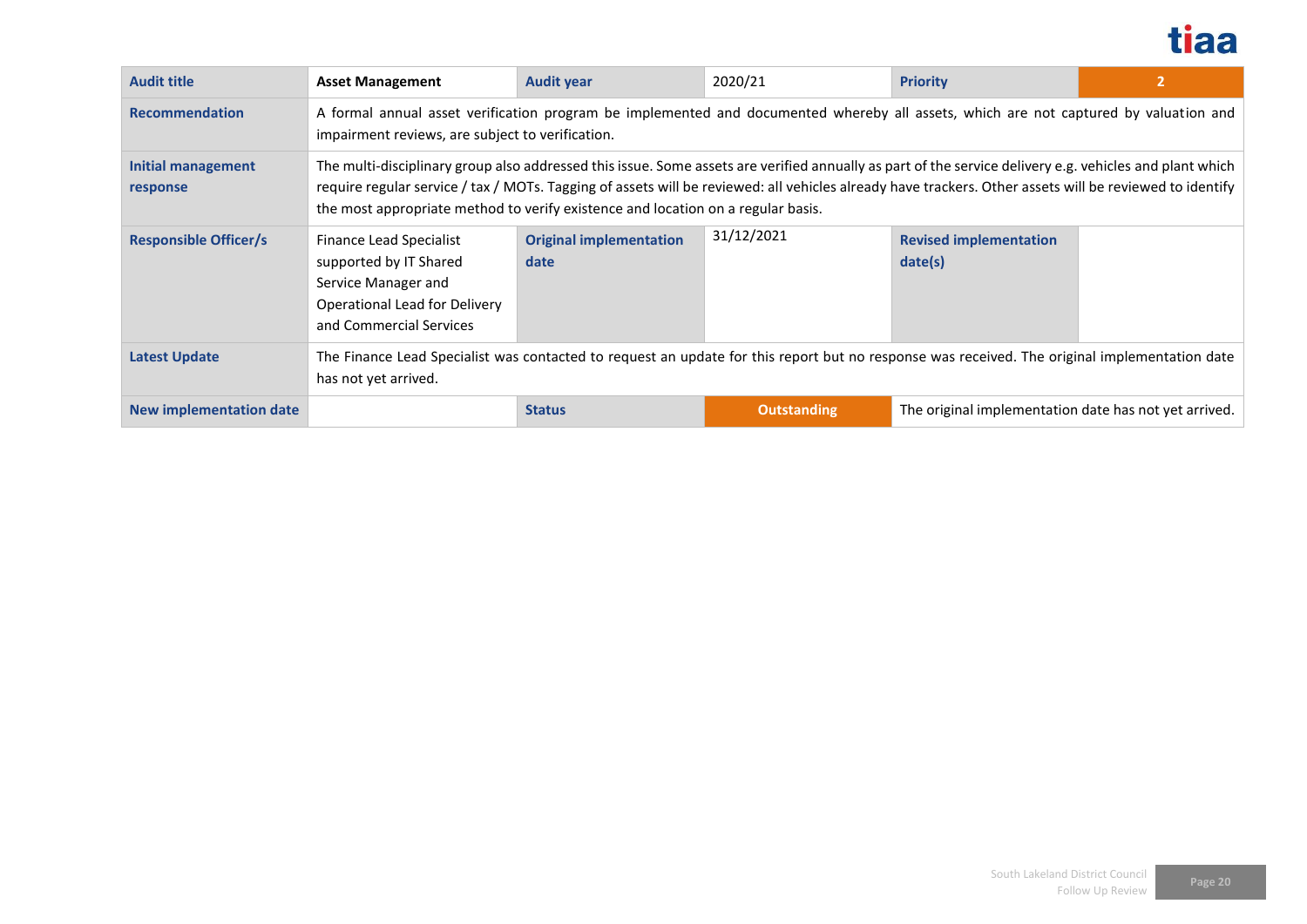| Audit title | Asset Management | Audit year | 2020/21 | Priority | 2 |
|---|---|---|---|---|---|
| Recommendation | A formal annual asset verification program be implemented and documented whereby all assets, which are not captured by valuation and impairment reviews, are subject to verification. | | | | |
| Initial management response | The multi-disciplinary group also addressed this issue. Some assets are verified annually as part of the service delivery e.g. vehicles and plant which require regular service / tax / MOTs. Tagging of assets will be reviewed: all vehicles already have trackers. Other assets will be reviewed to identify the most appropriate method to verify existence and location on a regular basis. | | | | |
| Responsible Officer/s | Finance Lead Specialist supported by IT Shared Service Manager and Operational Lead for Delivery and Commercial Services | Original implementation date | 31/12/2021 | Revised implementation date(s) | |
| Latest Update | The Finance Lead Specialist was contacted to request an update for this report but no response was received. The original implementation date has not yet arrived. | | | | |
| New implementation date | | Status | Outstanding | The original implementation date has not yet arrived. | |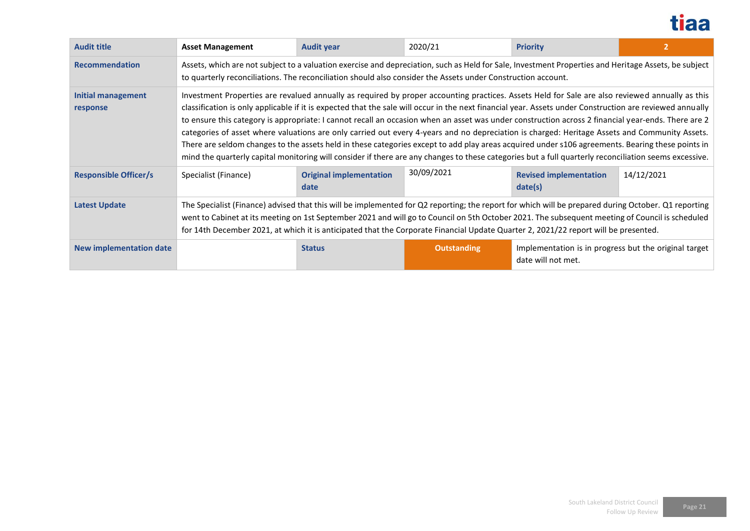| Audit title | Asset Management | Audit year | 2020/21 | Priority | 2 |
|---|---|---|---|---|---|
| Recommendation | Assets, which are not subject to a valuation exercise and depreciation, such as Held for Sale, Investment Properties and Heritage Assets, be subject to quarterly reconciliations. The reconciliation should also consider the Assets under Construction account. | | | | |
| Initial management response | Investment Properties are revalued annually as required by proper accounting practices. Assets Held for Sale are also reviewed annually as this classification is only applicable if it is expected that the sale will occur in the next financial year. Assets under Construction are reviewed annually to ensure this category is appropriate: I cannot recall an occasion when an asset was under construction across 2 financial year-ends. There are 2 categories of asset where valuations are only carried out every 4-years and no depreciation is charged: Heritage Assets and Community Assets. There are seldom changes to the assets held in these categories except to add play areas acquired under s106 agreements. Bearing these points in mind the quarterly capital monitoring will consider if there are any changes to these categories but a full quarterly reconciliation seems excessive. | | | | |
| Responsible Officer/s | Specialist (Finance) | Original implementation date | 30/09/2021 | Revised implementation date(s) | 14/12/2021 |
| Latest Update | The Specialist (Finance) advised that this will be implemented for Q2 reporting; the report for which will be prepared during October. Q1 reporting went to Cabinet at its meeting on 1st September 2021 and will go to Council on 5th October 2021. The subsequent meeting of Council is scheduled for 14th December 2021, at which it is anticipated that the Corporate Financial Update Quarter 2, 2021/22 report will be presented. | | | | |
| New implementation date | | Status | Outstanding | Implementation is in progress but the original target date will not met. | |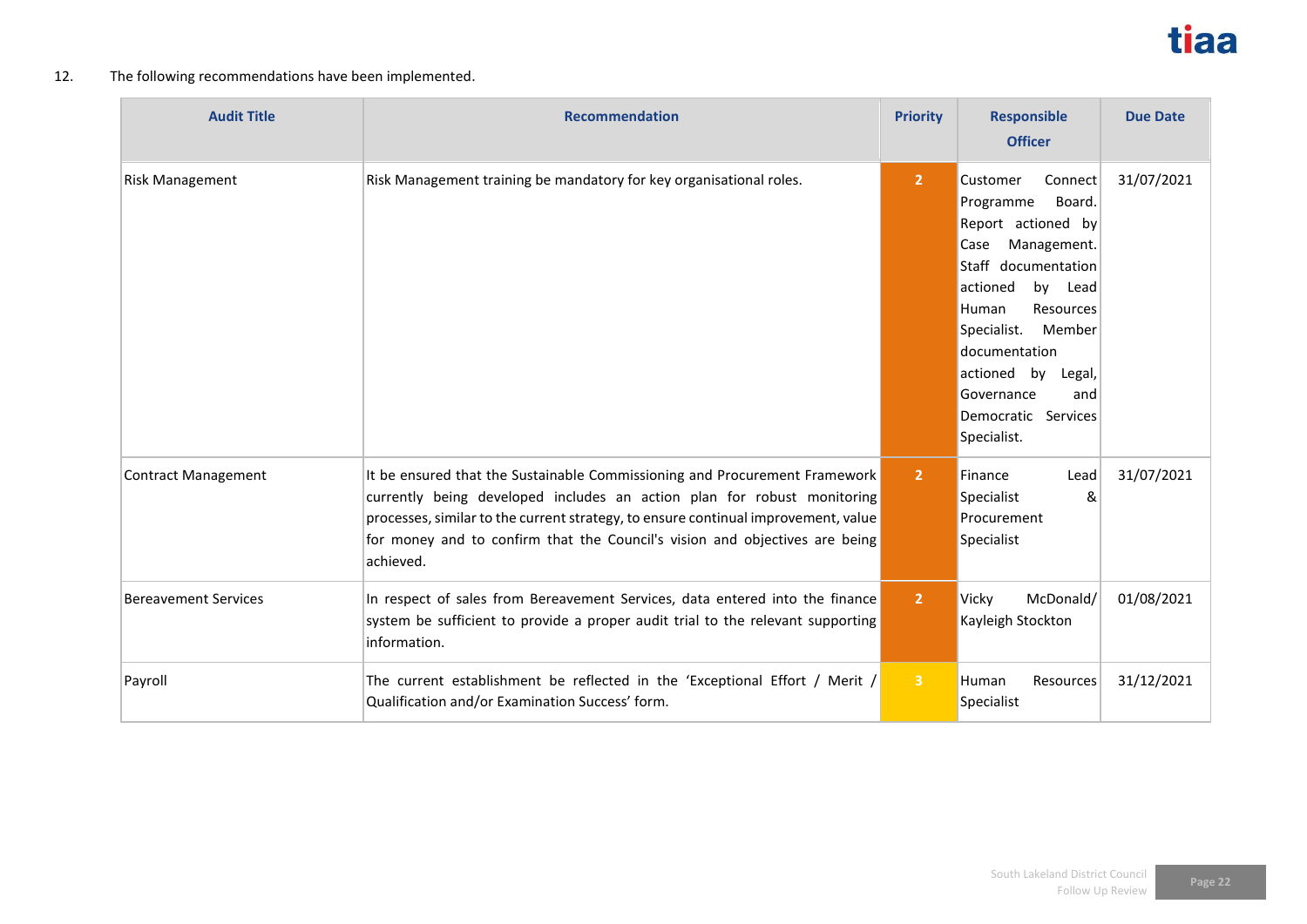12. The following recommendations have been implemented.

| Audit Title | Recommendation | Priority | Responsible Officer | Due Date |
|---|---|---|---|---|
| Risk Management | Risk Management training be mandatory for key organisational roles. | 2 | Customer Connect Programme Board. Report actioned by Case Management. Staff documentation actioned by Lead Human Resources Specialist. Member documentation actioned by Legal, Governance and Democratic Services Specialist. | 31/07/2021 |
| Contract Management | It be ensured that the Sustainable Commissioning and Procurement Framework currently being developed includes an action plan for robust monitoring processes, similar to the current strategy, to ensure continual improvement, value for money and to confirm that the Council's vision and objectives are being achieved. | 2 | Finance Lead Specialist & Procurement Specialist | 31/07/2021 |
| Bereavement Services | In respect of sales from Bereavement Services, data entered into the finance system be sufficient to provide a proper audit trial to the relevant supporting information. | 2 | Vicky McDonald/ Kayleigh Stockton | 01/08/2021 |
| Payroll | The current establishment be reflected in the 'Exceptional Effort / Merit / Qualification and/or Examination Success' form. | 3 | Human Resources Specialist | 31/12/2021 |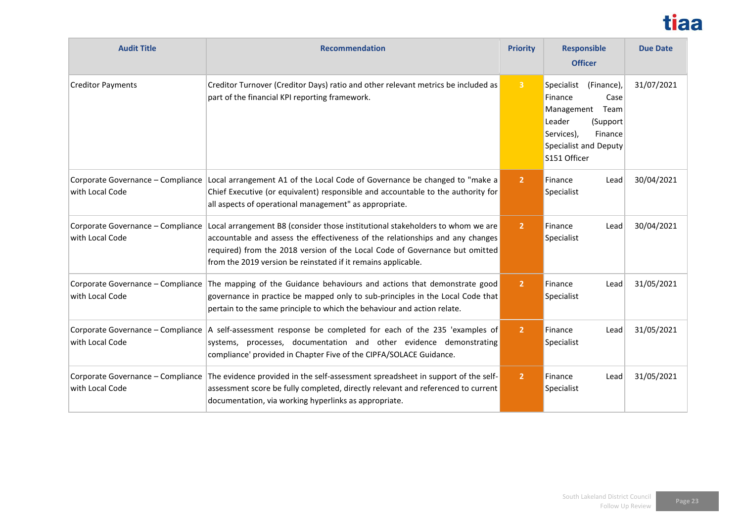| Audit Title | Recommendation | Priority | Responsible Officer | Due Date |
|---|---|---|---|---|
| Creditor Payments | Creditor Turnover (Creditor Days) ratio and other relevant metrics be included as part of the financial KPI reporting framework. | 3 | Specialist (Finance), Finance Case Management Team Leader (Support Services), Finance Specialist and Deputy S151 Officer | 31/07/2021 |
| Corporate Governance – Compliance with Local Code | Local arrangement A1 of the Local Code of Governance be changed to "make a Chief Executive (or equivalent) responsible and accountable to the authority for all aspects of operational management" as appropriate. | 2 | Finance Lead Specialist | 30/04/2021 |
| Corporate Governance – Compliance with Local Code | Local arrangement B8 (consider those institutional stakeholders to whom we are accountable and assess the effectiveness of the relationships and any changes required) from the 2018 version of the Local Code of Governance but omitted from the 2019 version be reinstated if it remains applicable. | 2 | Finance Lead Specialist | 30/04/2021 |
| Corporate Governance – Compliance with Local Code | The mapping of the Guidance behaviours and actions that demonstrate good governance in practice be mapped only to sub-principles in the Local Code that pertain to the same principle to which the behaviour and action relate. | 2 | Finance Lead Specialist | 31/05/2021 |
| Corporate Governance – Compliance with Local Code | A self-assessment response be completed for each of the 235 'examples of systems, processes, documentation and other evidence demonstrating compliance' provided in Chapter Five of the CIPFA/SOLACE Guidance. | 2 | Finance Lead Specialist | 31/05/2021 |
| Corporate Governance – Compliance with Local Code | The evidence provided in the self-assessment spreadsheet in support of the self-assessment score be fully completed, directly relevant and referenced to current documentation, via working hyperlinks as appropriate. | 2 | Finance Lead Specialist | 31/05/2021 |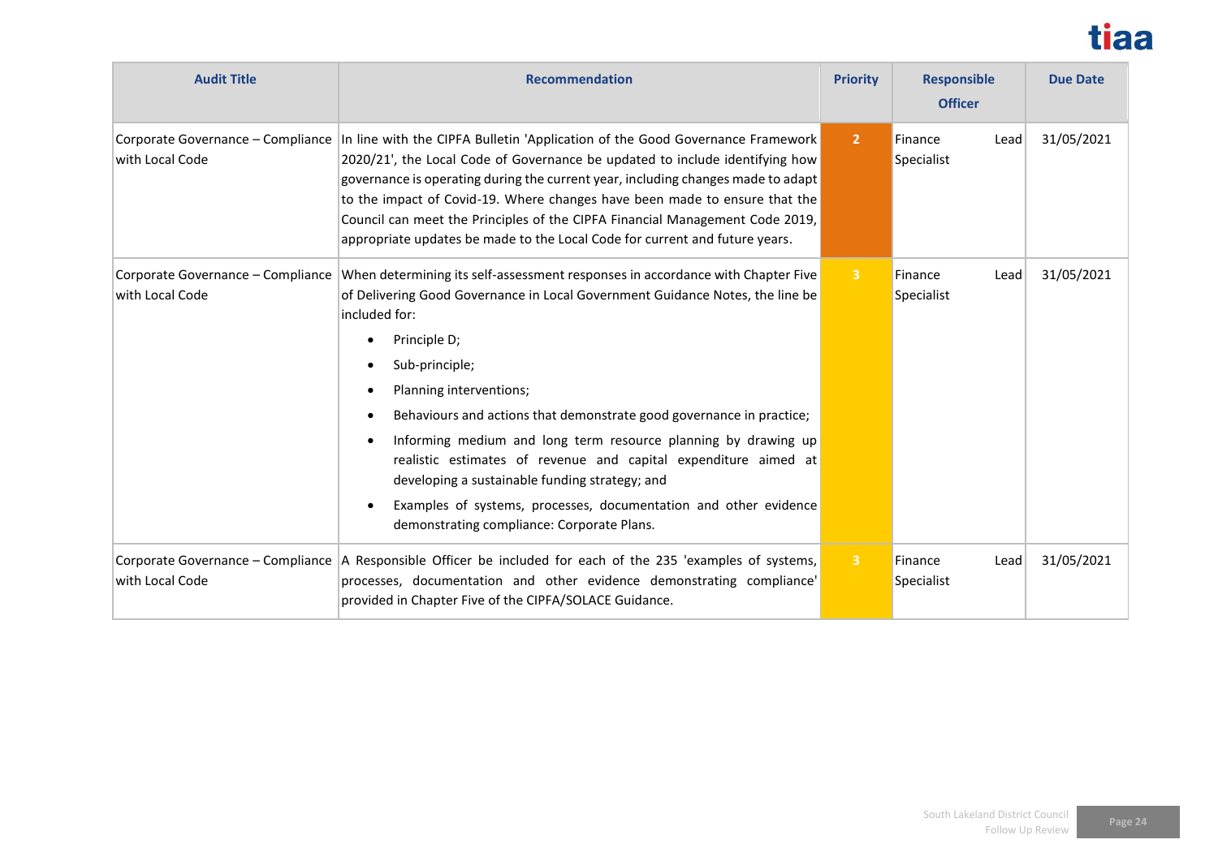| Audit Title | Recommendation | Priority | Responsible Officer | Due Date |
|---|---|---|---|---|
| Corporate Governance – Compliance with Local Code | In line with the CIPFA Bulletin 'Application of the Good Governance Framework 2020/21', the Local Code of Governance be updated to include identifying how governance is operating during the current year, including changes made to adapt to the impact of Covid-19. Where changes have been made to ensure that the Council can meet the Principles of the CIPFA Financial Management Code 2019, appropriate updates be made to the Local Code for current and future years. | 2 | Finance Lead Specialist | 31/05/2021 |
| Corporate Governance – Compliance with Local Code | When determining its self-assessment responses in accordance with Chapter Five of Delivering Good Governance in Local Government Guidance Notes, the line be included for:<br>• Principle D;<br>• Sub-principle;<br>• Planning interventions;<br>• Behaviours and actions that demonstrate good governance in practice;<br>• Informing medium and long term resource planning by drawing up realistic estimates of revenue and capital expenditure aimed at developing a sustainable funding strategy; and<br>• Examples of systems, processes, documentation and other evidence demonstrating compliance: Corporate Plans. | 3 | Finance Lead Specialist | 31/05/2021 |
| Corporate Governance – Compliance with Local Code | A Responsible Officer be included for each of the 235 'examples of systems, processes, documentation and other evidence demonstrating compliance' provided in Chapter Five of the CIPFA/SOLACE Guidance. | 3 | Finance Lead Specialist | 31/05/2021 |